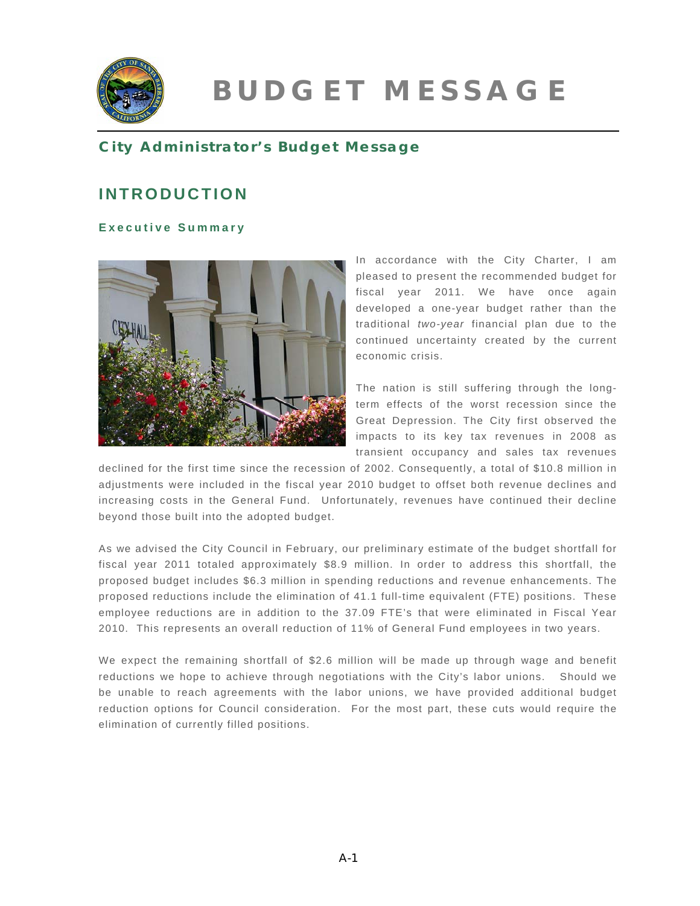# BUDGET MESSAGE

### City Administrator's Budget Message

## INTRODUCTION

### Executive Summary

In accordance with the City Charter, I am pleased to present the recommended budget for fiscal year 2011. We have once again developed a one-year budget rather than the traditional *two-year* financial plan due to the continued uncertainty created by the current economic crisis.

The nation is still suffering through the long-term effects of the worst recession since the Great Depression. The City first observed the impacts to its key tax revenues in 2008 as transient occupancy and sales tax revenues declined for the first time since the recession of 2002. Consequently, a total of $10.8 million in adjustments were included in the fiscal year 2010 budget to offset both revenue declines and increasing costs in the General Fund. Unfortunately, revenues have continued their decline beyond those built into the adopted budget.

As we advised the City Council in February, our preliminary estimate of the budget shortfall for fiscal year 2011 totaled approximately $8.9 million. In order to address this shortfall, the proposed budget includes $6.3 million in spending reductions and revenue enhancements. The proposed reductions include the elimination of 41.1 full-time equivalent (FTE) positions. These employee reductions are in addition to the 37.09 FTE's that were eliminated in Fiscal Year 2010. This represents an overall reduction of 11% of General Fund employees in two years.

We expect the remaining shortfall of $2.6 million will be made up through wage and benefit reductions we hope to achieve through negotiations with the City's labor unions. Should we be unable to reach agreements with the labor unions, we have provided additional budget reduction options for Council consideration. For the most part, these cuts would require the elimination of currently filled positions.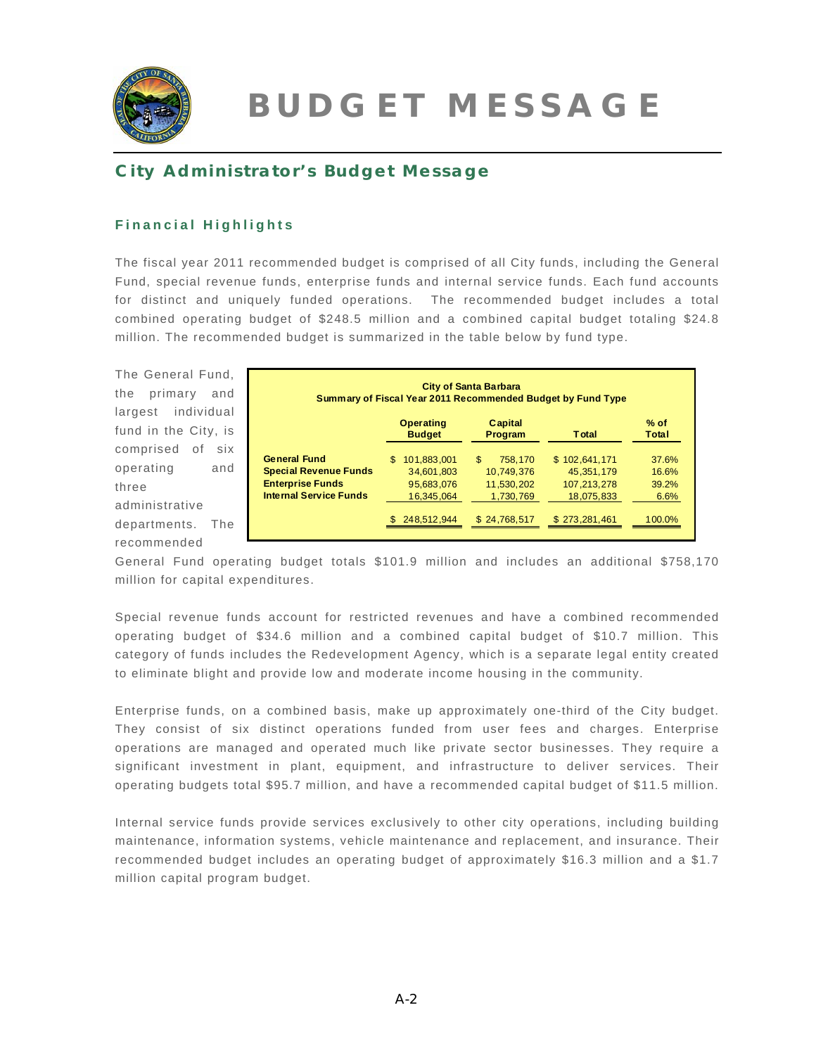# BUDGET MESSAGE

## City Administrator's Budget Message

### Financial Highlights

The fiscal year 2011 recommended budget is comprised of all City funds, including the General Fund, special revenue funds, enterprise funds and internal service funds. Each fund accounts for distinct and uniquely funded operations. The recommended budget includes a total combined operating budget of $248.5 million and a combined capital budget totaling $24.8 million. The recommended budget is summarized in the table below by fund type.

**City of Santa Barbara**
**Summary of Fiscal Year 2011 Recommended Budget by Fund Type**

| | Operating Budget | Capital Program | Total | % of Total |
|---|---|---|---|---|
| **General Fund** | $ 101,883,001 | $ 758,170 | $ 102,641,171 | 37.6% |
| **Special Revenue Funds** | 34,601,803 | 10,749,376 | 45,351,179 | 16.6% |
| **Enterprise Funds** | 95,683,076 | 11,530,202 | 107,213,278 | 39.2% |
| **Internal Service Funds** | 16,345,064 | 1,730,769 | 18,075,833 | 6.6% |
| | $ 248,512,944 | $ 24,768,517 | $ 273,281,461 | 100.0% |

The General Fund, the primary and largest individual fund in the City, is comprised of six operating and three administrative departments. The recommended General Fund operating budget totals $101.9 million and includes an additional $758,170 million for capital expenditures.

Special revenue funds account for restricted revenues and have a combined recommended operating budget of $34.6 million and a combined capital budget of $10.7 million. This category of funds includes the Redevelopment Agency, which is a separate legal entity created to eliminate blight and provide low and moderate income housing in the community.

Enterprise funds, on a combined basis, make up approximately one-third of the City budget. They consist of six distinct operations funded from user fees and charges. Enterprise operations are managed and operated much like private sector businesses. They require a significant investment in plant, equipment, and infrastructure to deliver services. Their operating budgets total $95.7 million, and have a recommended capital budget of $11.5 million.

Internal service funds provide services exclusively to other city operations, including building maintenance, information systems, vehicle maintenance and replacement, and insurance. Their recommended budget includes an operating budget of approximately $16.3 million and a $1.7 million capital program budget.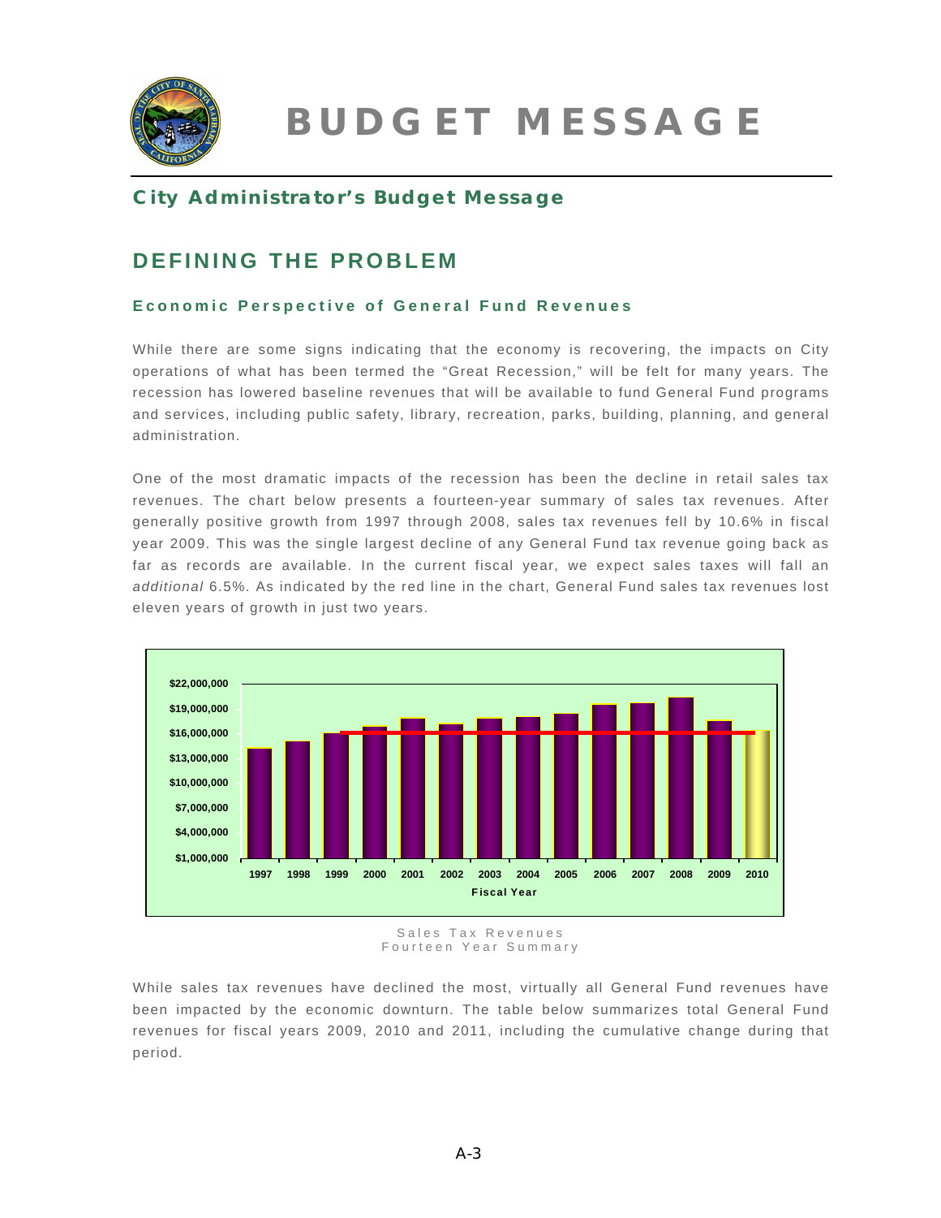# BUDGET MESSAGE

## City Administrator's Budget Message

## DEFINING THE PROBLEM

### Economic Perspective of General Fund Revenues

While there are some signs indicating that the economy is recovering, the impacts on City operations of what has been termed the "Great Recession," will be felt for many years. The recession has lowered baseline revenues that will be available to fund General Fund programs and services, including public safety, library, recreation, parks, building, planning, and general administration.

One of the most dramatic impacts of the recession has been the decline in retail sales tax revenues. The chart below presents a fourteen-year summary of sales tax revenues. After generally positive growth from 1997 through 2008, sales tax revenues fell by 10.6% in fiscal year 2009. This was the single largest decline of any General Fund tax revenue going back as far as records are available. In the current fiscal year, we expect sales taxes will fall an *additional* 6.5%. As indicated by the red line in the chart, General Fund sales tax revenues lost eleven years of growth in just two years.

Sales Tax Revenues
Fourteen Year Summary

While sales tax revenues have declined the most, virtually all General Fund revenues have been impacted by the economic downturn. The table below summarizes total General Fund revenues for fiscal years 2009, 2010 and 2011, including the cumulative change during that period.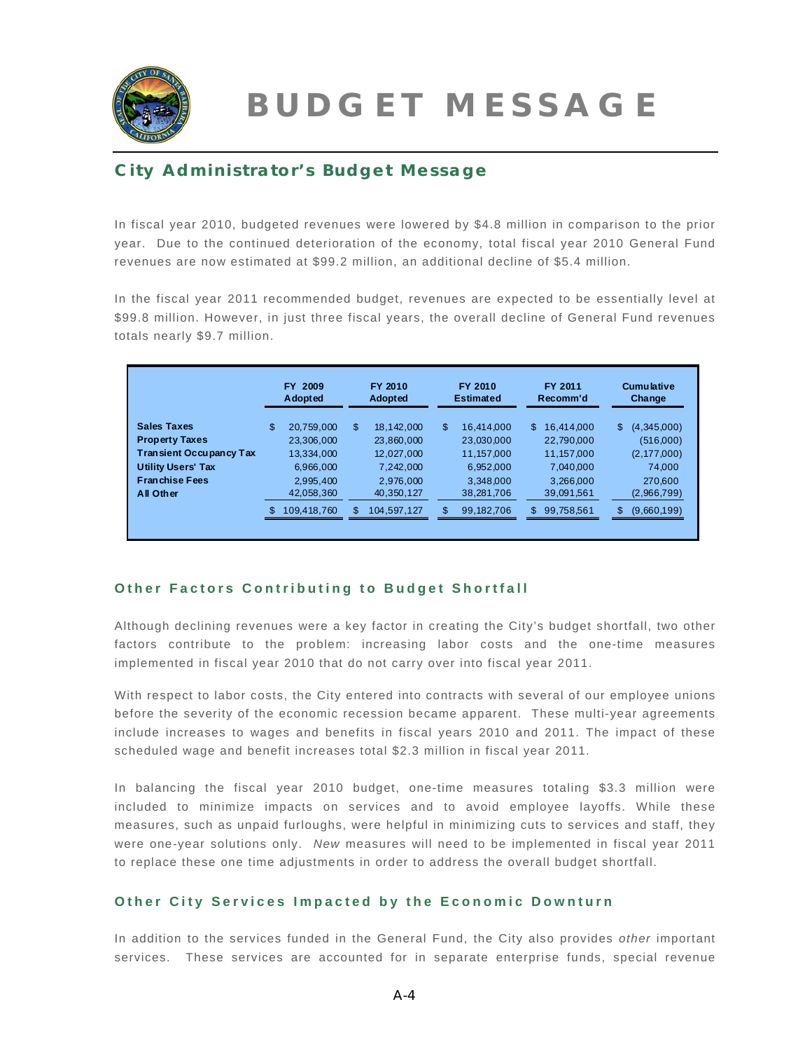# BUDGET MESSAGE

## City Administrator's Budget Message

In fiscal year 2010, budgeted revenues were lowered by $4.8 million in comparison to the prior year. Due to the continued deterioration of the economy, total fiscal year 2010 General Fund revenues are now estimated at $99.2 million, an additional decline of $5.4 million.

In the fiscal year 2011 recommended budget, revenues are expected to be essentially level at $99.8 million. However, in just three fiscal years, the overall decline of General Fund revenues totals nearly $9.7 million.

| | FY 2009 Adopted | FY 2010 Adopted | FY 2010 Estimated | FY 2011 Recomm'd | Cumulative Change |
|---|---|---|---|---|---|
| **Sales Taxes** | $ 20,759,000 | $ 18,142,000 | $ 16,414,000 | $ 16,414,000 | $ (4,345,000) |
| **Property Taxes** | 23,306,000 | 23,860,000 | 23,030,000 | 22,790,000 | (516,000) |
| **Transient Occupancy Tax** | 13,334,000 | 12,027,000 | 11,157,000 | 11,157,000 | (2,177,000) |
| **Utility Users' Tax** | 6,966,000 | 7,242,000 | 6,952,000 | 7,040,000 | 74,000 |
| **Franchise Fees** | 2,995,400 | 2,976,000 | 3,348,000 | 3,266,000 | 270,600 |
| **All Other** | 42,058,360 | 40,350,127 | 38,281,706 | 39,091,561 | (2,966,799) |
| | $ 109,418,760 | $ 104,597,127 | $ 99,182,706 | $ 99,758,561 | $ (9,660,199) |

### Other Factors Contributing to Budget Shortfall

Although declining revenues were a key factor in creating the City's budget shortfall, two other factors contribute to the problem: increasing labor costs and the one-time measures implemented in fiscal year 2010 that do not carry over into fiscal year 2011.

With respect to labor costs, the City entered into contracts with several of our employee unions before the severity of the economic recession became apparent. These multi-year agreements include increases to wages and benefits in fiscal years 2010 and 2011. The impact of these scheduled wage and benefit increases total $2.3 million in fiscal year 2011.

In balancing the fiscal year 2010 budget, one-time measures totaling $3.3 million were included to minimize impacts on services and to avoid employee layoffs. While these measures, such as unpaid furloughs, were helpful in minimizing cuts to services and staff, they were one-year solutions only. *New* measures will need to be implemented in fiscal year 2011 to replace these one time adjustments in order to address the overall budget shortfall.

### Other City Services Impacted by the Economic Downturn

In addition to the services funded in the General Fund, the City also provides *other* important services. These services are accounted for in separate enterprise funds, special revenue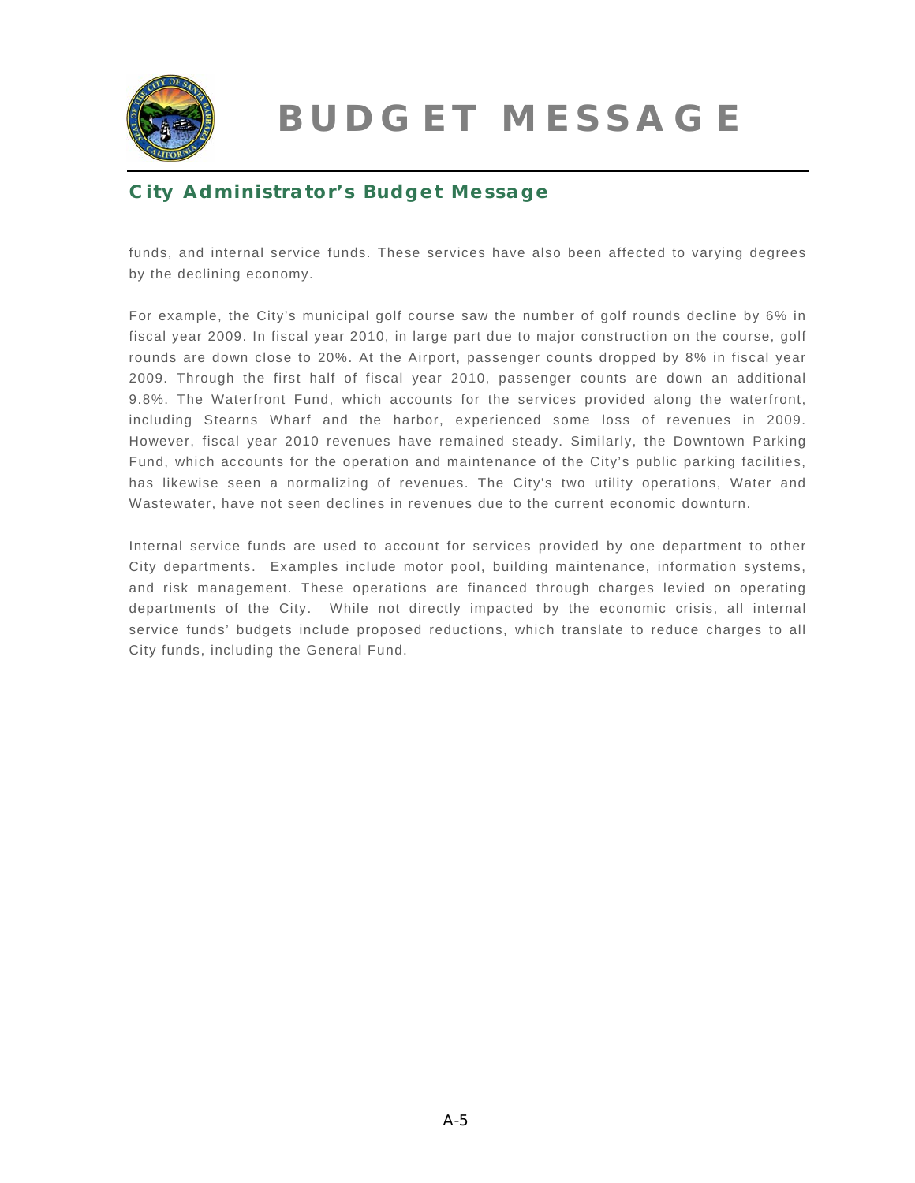# BUDGET MESSAGE

## City Administrator's Budget Message

funds, and internal service funds. These services have also been affected to varying degrees by the declining economy.

For example, the City's municipal golf course saw the number of golf rounds decline by 6% in fiscal year 2009. In fiscal year 2010, in large part due to major construction on the course, golf rounds are down close to 20%. At the Airport, passenger counts dropped by 8% in fiscal year 2009. Through the first half of fiscal year 2010, passenger counts are down an additional 9.8%. The Waterfront Fund, which accounts for the services provided along the waterfront, including Stearns Wharf and the harbor, experienced some loss of revenues in 2009. However, fiscal year 2010 revenues have remained steady. Similarly, the Downtown Parking Fund, which accounts for the operation and maintenance of the City's public parking facilities, has likewise seen a normalizing of revenues. The City's two utility operations, Water and Wastewater, have not seen declines in revenues due to the current economic downturn.

Internal service funds are used to account for services provided by one department to other City departments. Examples include motor pool, building maintenance, information systems, and risk management. These operations are financed through charges levied on operating departments of the City. While not directly impacted by the economic crisis, all internal service funds' budgets include proposed reductions, which translate to reduce charges to all City funds, including the General Fund.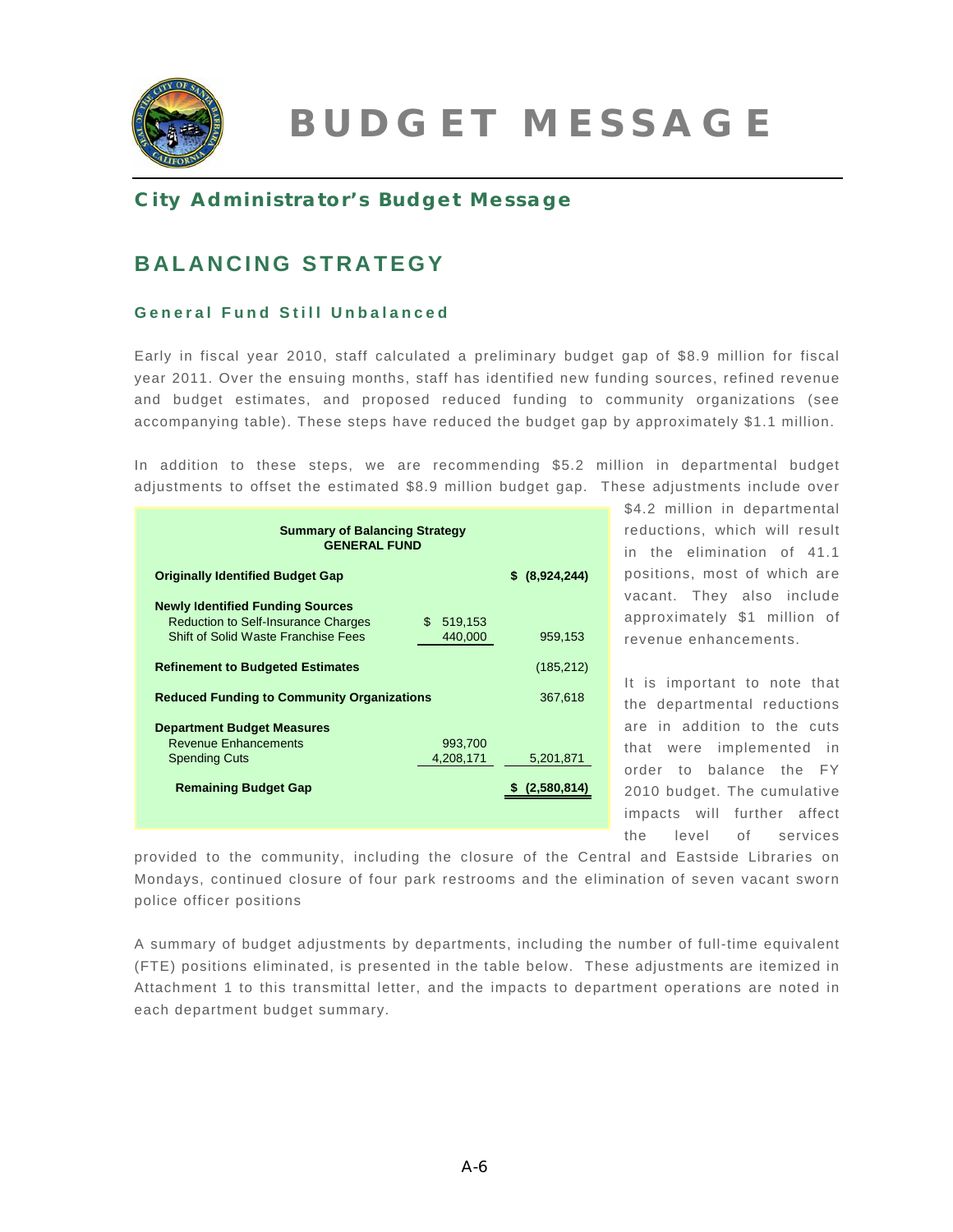# BUDGET MESSAGE

## City Administrator's Budget Message

## BALANCING STRATEGY

### General Fund Still Unbalanced

Early in fiscal year 2010, staff calculated a preliminary budget gap of $8.9 million for fiscal year 2011. Over the ensuing months, staff has identified new funding sources, refined revenue and budget estimates, and proposed reduced funding to community organizations (see accompanying table). These steps have reduced the budget gap by approximately $1.1 million.

In addition to these steps, we are recommending $5.2 million in departmental budget adjustments to offset the estimated $8.9 million budget gap. These adjustments include over $4.2 million in departmental reductions, which will result in the elimination of 41.1 positions, most of which are vacant. They also include approximately $1 million of revenue enhancements.

**Summary of Balancing Strategy**
**GENERAL FUND**

| | | |
|---|---|---|
| **Originally Identified Budget Gap** | | **$ (8,924,244)** |
| **Newly Identified Funding Sources** | | |
| Reduction to Self-Insurance Charges | $ 519,153 | |
| Shift of Solid Waste Franchise Fees | 440,000 | 959,153 |
| **Refinement to Budgeted Estimates** | | (185,212) |
| **Reduced Funding to Community Organizations** | | 367,618 |
| **Department Budget Measures** | | |
| Revenue Enhancements | 993,700 | |
| Spending Cuts | 4,208,171 | 5,201,871 |
| **Remaining Budget Gap** | | **$ (2,580,814)** |

It is important to note that the departmental reductions are in addition to the cuts that were implemented in order to balance the FY 2010 budget. The cumulative impacts will further affect the level of services provided to the community, including the closure of the Central and Eastside Libraries on Mondays, continued closure of four park restrooms and the elimination of seven vacant sworn police officer positions

A summary of budget adjustments by departments, including the number of full-time equivalent (FTE) positions eliminated, is presented in the table below. These adjustments are itemized in Attachment 1 to this transmittal letter, and the impacts to department operations are noted in each department budget summary.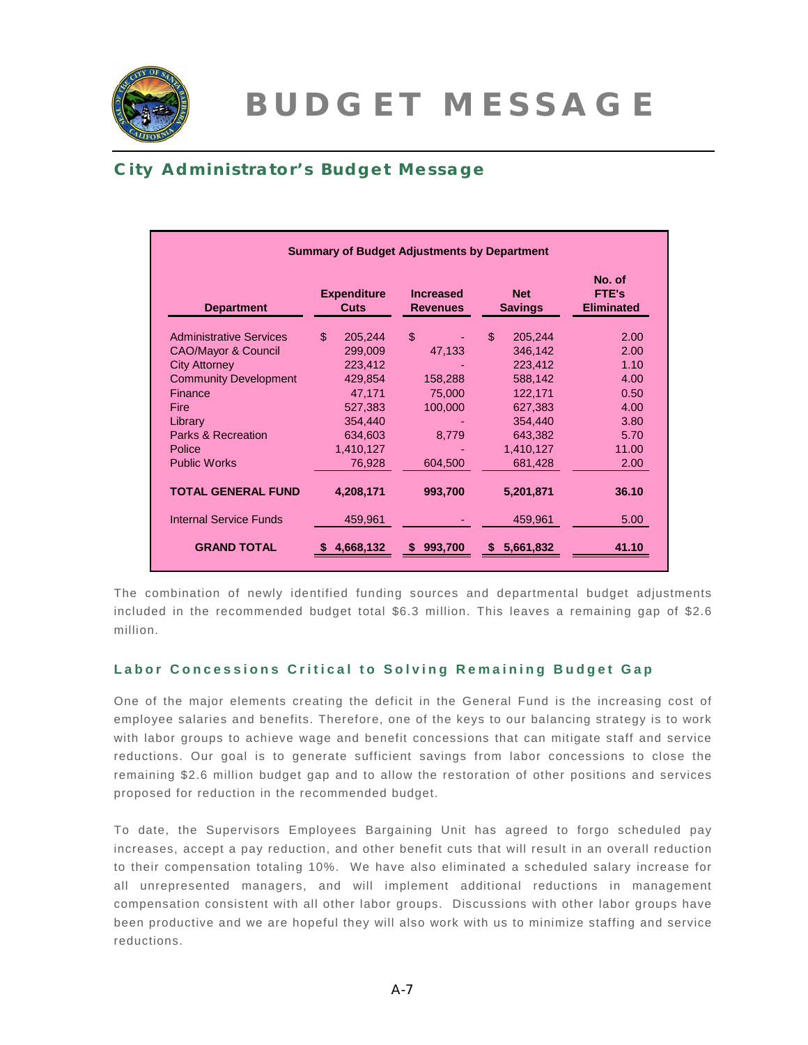# BUDGET MESSAGE

## City Administrator's Budget Message

**Summary of Budget Adjustments by Department**

| Department | Expenditure Cuts | Increased Revenues | Net Savings | No. of FTE's Eliminated |
|---|---|---|---|---|
| Administrative Services | $ 205,244 | $ - | $ 205,244 | 2.00 |
| CAO/Mayor & Council | 299,009 | 47,133 | 346,142 | 2.00 |
| City Attorney | 223,412 | - | 223,412 | 1.10 |
| Community Development | 429,854 | 158,288 | 588,142 | 4.00 |
| Finance | 47,171 | 75,000 | 122,171 | 0.50 |
| Fire | 527,383 | 100,000 | 627,383 | 4.00 |
| Library | 354,440 | - | 354,440 | 3.80 |
| Parks & Recreation | 634,603 | 8,779 | 643,382 | 5.70 |
| Police | 1,410,127 | - | 1,410,127 | 11.00 |
| Public Works | 76,928 | 604,500 | 681,428 | 2.00 |
| **TOTAL GENERAL FUND** | **4,208,171** | **993,700** | **5,201,871** | **36.10** |
| Internal Service Funds | 459,961 | - | 459,961 | 5.00 |
| **GRAND TOTAL** | **$ 4,668,132** | **$ 993,700** | **$ 5,661,832** | **41.10** |

The combination of newly identified funding sources and departmental budget adjustments included in the recommended budget total $6.3 million. This leaves a remaining gap of $2.6 million.

### Labor Concessions Critical to Solving Remaining Budget Gap

One of the major elements creating the deficit in the General Fund is the increasing cost of employee salaries and benefits. Therefore, one of the keys to our balancing strategy is to work with labor groups to achieve wage and benefit concessions that can mitigate staff and service reductions. Our goal is to generate sufficient savings from labor concessions to close the remaining $2.6 million budget gap and to allow the restoration of other positions and services proposed for reduction in the recommended budget.

To date, the Supervisors Employees Bargaining Unit has agreed to forgo scheduled pay increases, accept a pay reduction, and other benefit cuts that will result in an overall reduction to their compensation totaling 10%. We have also eliminated a scheduled salary increase for all unrepresented managers, and will implement additional reductions in management compensation consistent with all other labor groups. Discussions with other labor groups have been productive and we are hopeful they will also work with us to minimize staffing and service reductions.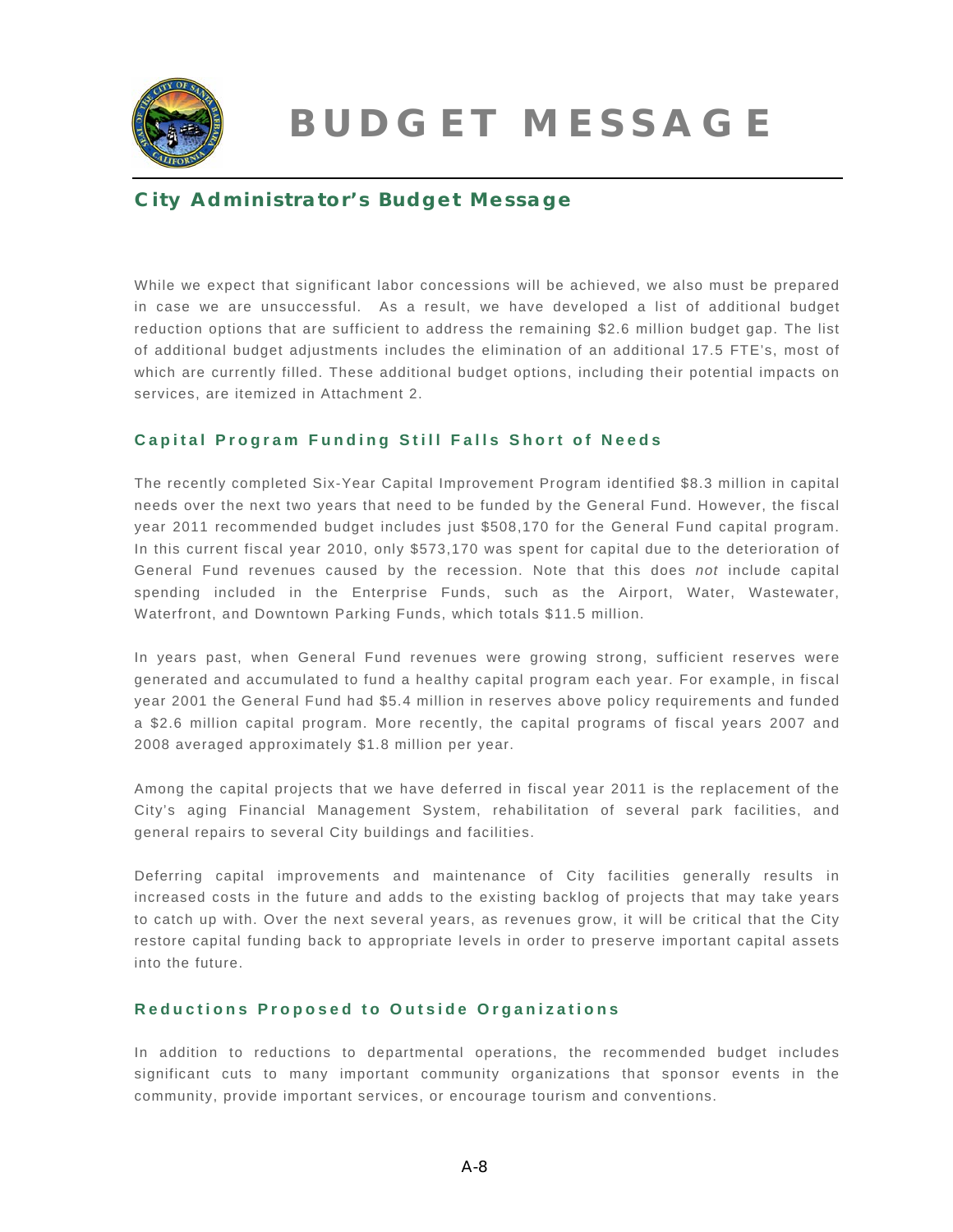# BUDGET MESSAGE

## City Administrator's Budget Message

While we expect that significant labor concessions will be achieved, we also must be prepared in case we are unsuccessful. As a result, we have developed a list of additional budget reduction options that are sufficient to address the remaining $2.6 million budget gap. The list of additional budget adjustments includes the elimination of an additional 17.5 FTE's, most of which are currently filled. These additional budget options, including their potential impacts on services, are itemized in Attachment 2.

### Capital Program Funding Still Falls Short of Needs

The recently completed Six-Year Capital Improvement Program identified $8.3 million in capital needs over the next two years that need to be funded by the General Fund. However, the fiscal year 2011 recommended budget includes just $508,170 for the General Fund capital program. In this current fiscal year 2010, only $573,170 was spent for capital due to the deterioration of General Fund revenues caused by the recession. Note that this does *not* include capital spending included in the Enterprise Funds, such as the Airport, Water, Wastewater, Waterfront, and Downtown Parking Funds, which totals $11.5 million.

In years past, when General Fund revenues were growing strong, sufficient reserves were generated and accumulated to fund a healthy capital program each year. For example, in fiscal year 2001 the General Fund had $5.4 million in reserves above policy requirements and funded a $2.6 million capital program. More recently, the capital programs of fiscal years 2007 and 2008 averaged approximately $1.8 million per year.

Among the capital projects that we have deferred in fiscal year 2011 is the replacement of the City's aging Financial Management System, rehabilitation of several park facilities, and general repairs to several City buildings and facilities.

Deferring capital improvements and maintenance of City facilities generally results in increased costs in the future and adds to the existing backlog of projects that may take years to catch up with. Over the next several years, as revenues grow, it will be critical that the City restore capital funding back to appropriate levels in order to preserve important capital assets into the future.

### Reductions Proposed to Outside Organizations

In addition to reductions to departmental operations, the recommended budget includes significant cuts to many important community organizations that sponsor events in the community, provide important services, or encourage tourism and conventions.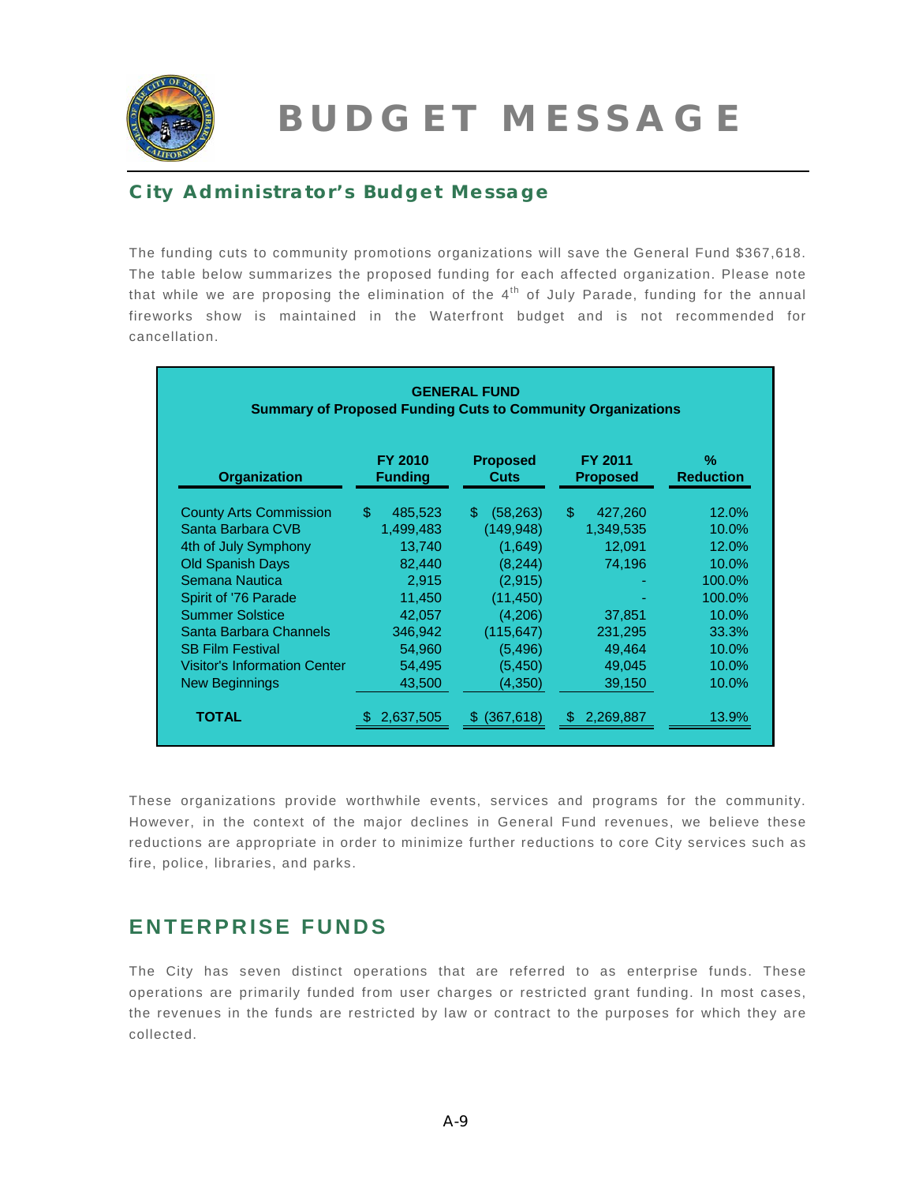# BUDGET MESSAGE

## City Administrator's Budget Message

The funding cuts to community promotions organizations will save the General Fund $367,618. The table below summarizes the proposed funding for each affected organization. Please note that while we are proposing the elimination of the 4th of July Parade, funding for the annual fireworks show is maintained in the Waterfront budget and is not recommended for cancellation.

**GENERAL FUND**
**Summary of Proposed Funding Cuts to Community Organizations**

| Organization | FY 2010 Funding | Proposed Cuts | FY 2011 Proposed | % Reduction |
|---|---|---|---|---|
| County Arts Commission | $ 485,523 | $ (58,263) | $ 427,260 | 12.0% |
| Santa Barbara CVB | 1,499,483 | (149,948) | 1,349,535 | 10.0% |
| 4th of July Symphony | 13,740 | (1,649) | 12,091 | 12.0% |
| Old Spanish Days | 82,440 | (8,244) | 74,196 | 10.0% |
| Semana Nautica | 2,915 | (2,915) | - | 100.0% |
| Spirit of '76 Parade | 11,450 | (11,450) | - | 100.0% |
| Summer Solstice | 42,057 | (4,206) | 37,851 | 10.0% |
| Santa Barbara Channels | 346,942 | (115,647) | 231,295 | 33.3% |
| SB Film Festival | 54,960 | (5,496) | 49,464 | 10.0% |
| Visitor's Information Center | 54,495 | (5,450) | 49,045 | 10.0% |
| New Beginnings | 43,500 | (4,350) | 39,150 | 10.0% |
| **TOTAL** | $ 2,637,505 | $ (367,618) | $ 2,269,887 | 13.9% |

These organizations provide worthwhile events, services and programs for the community. However, in the context of the major declines in General Fund revenues, we believe these reductions are appropriate in order to minimize further reductions to core City services such as fire, police, libraries, and parks.

## ENTERPRISE FUNDS

The City has seven distinct operations that are referred to as enterprise funds. These operations are primarily funded from user charges or restricted grant funding. In most cases, the revenues in the funds are restricted by law or contract to the purposes for which they are collected.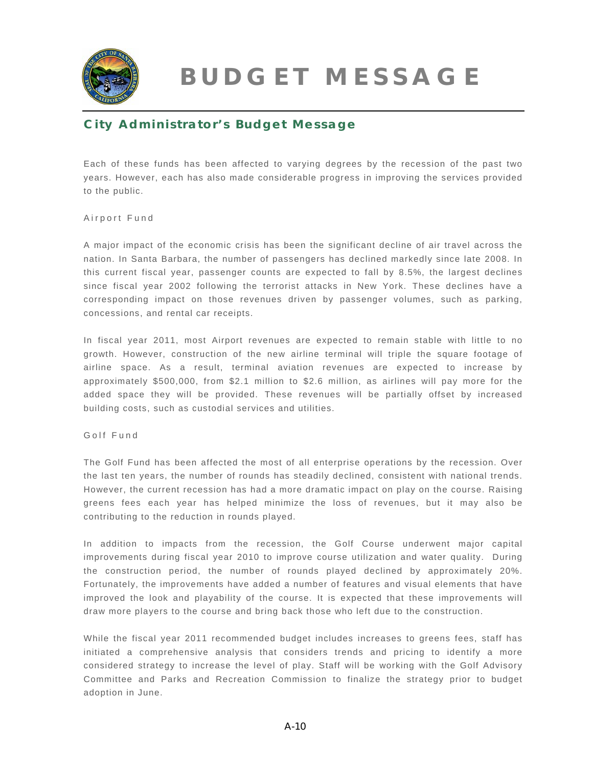# BUDGET MESSAGE

## City Administrator's Budget Message

Each of these funds has been affected to varying degrees by the recession of the past two years. However, each has also made considerable progress in improving the services provided to the public.

### Airport Fund

A major impact of the economic crisis has been the significant decline of air travel across the nation. In Santa Barbara, the number of passengers has declined markedly since late 2008. In this current fiscal year, passenger counts are expected to fall by 8.5%, the largest declines since fiscal year 2002 following the terrorist attacks in New York. These declines have a corresponding impact on those revenues driven by passenger volumes, such as parking, concessions, and rental car receipts.

In fiscal year 2011, most Airport revenues are expected to remain stable with little to no growth. However, construction of the new airline terminal will triple the square footage of airline space. As a result, terminal aviation revenues are expected to increase by approximately $500,000, from $2.1 million to $2.6 million, as airlines will pay more for the added space they will be provided. These revenues will be partially offset by increased building costs, such as custodial services and utilities.

### Golf Fund

The Golf Fund has been affected the most of all enterprise operations by the recession. Over the last ten years, the number of rounds has steadily declined, consistent with national trends. However, the current recession has had a more dramatic impact on play on the course. Raising greens fees each year has helped minimize the loss of revenues, but it may also be contributing to the reduction in rounds played.

In addition to impacts from the recession, the Golf Course underwent major capital improvements during fiscal year 2010 to improve course utilization and water quality. During the construction period, the number of rounds played declined by approximately 20%. Fortunately, the improvements have added a number of features and visual elements that have improved the look and playability of the course. It is expected that these improvements will draw more players to the course and bring back those who left due to the construction.

While the fiscal year 2011 recommended budget includes increases to greens fees, staff has initiated a comprehensive analysis that considers trends and pricing to identify a more considered strategy to increase the level of play. Staff will be working with the Golf Advisory Committee and Parks and Recreation Commission to finalize the strategy prior to budget adoption in June.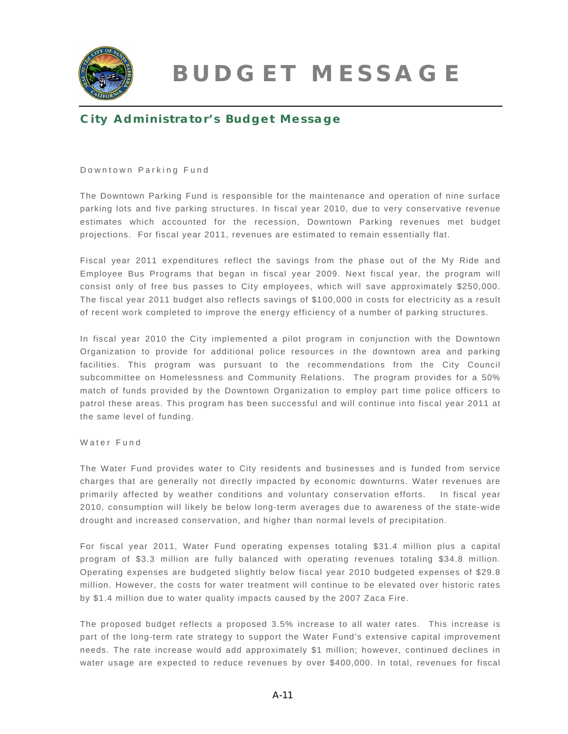# BUDGET MESSAGE

## City Administrator's Budget Message

### Downtown Parking Fund

The Downtown Parking Fund is responsible for the maintenance and operation of nine surface parking lots and five parking structures. In fiscal year 2010, due to very conservative revenue estimates which accounted for the recession, Downtown Parking revenues met budget projections. For fiscal year 2011, revenues are estimated to remain essentially flat.

Fiscal year 2011 expenditures reflect the savings from the phase out of the My Ride and Employee Bus Programs that began in fiscal year 2009. Next fiscal year, the program will consist only of free bus passes to City employees, which will save approximately $250,000. The fiscal year 2011 budget also reflects savings of $100,000 in costs for electricity as a result of recent work completed to improve the energy efficiency of a number of parking structures.

In fiscal year 2010 the City implemented a pilot program in conjunction with the Downtown Organization to provide for additional police resources in the downtown area and parking facilities. This program was pursuant to the recommendations from the City Council subcommittee on Homelessness and Community Relations. The program provides for a 50% match of funds provided by the Downtown Organization to employ part time police officers to patrol these areas. This program has been successful and will continue into fiscal year 2011 at the same level of funding.

### Water Fund

The Water Fund provides water to City residents and businesses and is funded from service charges that are generally not directly impacted by economic downturns. Water revenues are primarily affected by weather conditions and voluntary conservation efforts. In fiscal year 2010, consumption will likely be below long-term averages due to awareness of the state-wide drought and increased conservation, and higher than normal levels of precipitation.

For fiscal year 2011, Water Fund operating expenses totaling $31.4 million plus a capital program of $3.3 million are fully balanced with operating revenues totaling $34.8 million. Operating expenses are budgeted slightly below fiscal year 2010 budgeted expenses of $29.8 million. However, the costs for water treatment will continue to be elevated over historic rates by $1.4 million due to water quality impacts caused by the 2007 Zaca Fire.

The proposed budget reflects a proposed 3.5% increase to all water rates. This increase is part of the long-term rate strategy to support the Water Fund's extensive capital improvement needs. The rate increase would add approximately $1 million; however, continued declines in water usage are expected to reduce revenues by over $400,000. In total, revenues for fiscal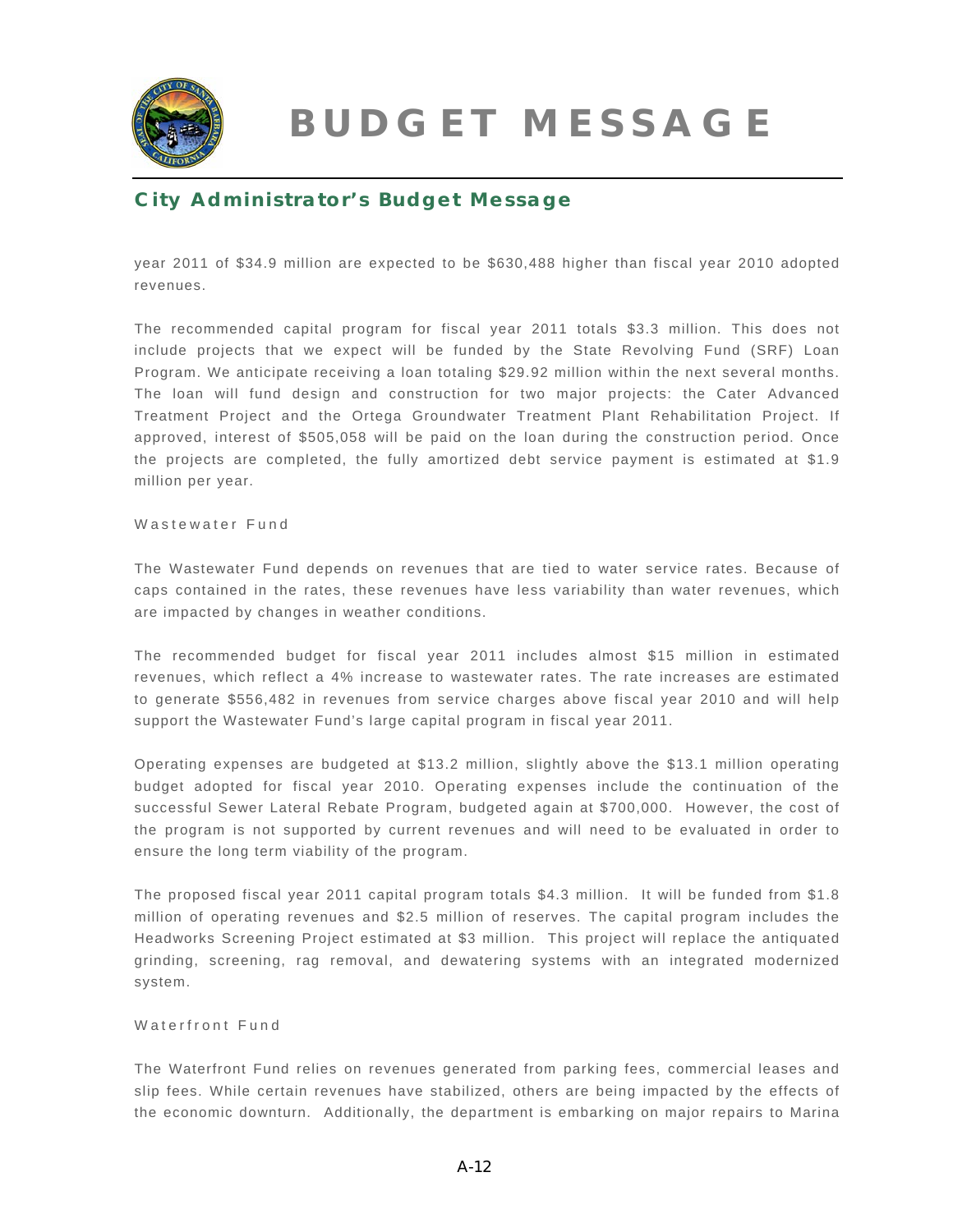year 2011 of $34.9 million are expected to be $630,488 higher than fiscal year 2010 adopted revenues.

The recommended capital program for fiscal year 2011 totals $3.3 million. This does not include projects that we expect will be funded by the State Revolving Fund (SRF) Loan Program. We anticipate receiving a loan totaling $29.92 million within the next several months. The loan will fund design and construction for two major projects: the Cater Advanced Treatment Project and the Ortega Groundwater Treatment Plant Rehabilitation Project. If approved, interest of $505,058 will be paid on the loan during the construction period. Once the projects are completed, the fully amortized debt service payment is estimated at $1.9 million per year.

Wastewater Fund

The Wastewater Fund depends on revenues that are tied to water service rates. Because of caps contained in the rates, these revenues have less variability than water revenues, which are impacted by changes in weather conditions.

The recommended budget for fiscal year 2011 includes almost $15 million in estimated revenues, which reflect a 4% increase to wastewater rates. The rate increases are estimated to generate $556,482 in revenues from service charges above fiscal year 2010 and will help support the Wastewater Fund's large capital program in fiscal year 2011.

Operating expenses are budgeted at $13.2 million, slightly above the $13.1 million operating budget adopted for fiscal year 2010. Operating expenses include the continuation of the successful Sewer Lateral Rebate Program, budgeted again at $700,000. However, the cost of the program is not supported by current revenues and will need to be evaluated in order to ensure the long term viability of the program.

The proposed fiscal year 2011 capital program totals $4.3 million. It will be funded from $1.8 million of operating revenues and $2.5 million of reserves. The capital program includes the Headworks Screening Project estimated at $3 million. This project will replace the antiquated grinding, screening, rag removal, and dewatering systems with an integrated modernized system.

Waterfront Fund

The Waterfront Fund relies on revenues generated from parking fees, commercial leases and slip fees. While certain revenues have stabilized, others are being impacted by the effects of the economic downturn. Additionally, the department is embarking on major repairs to Marina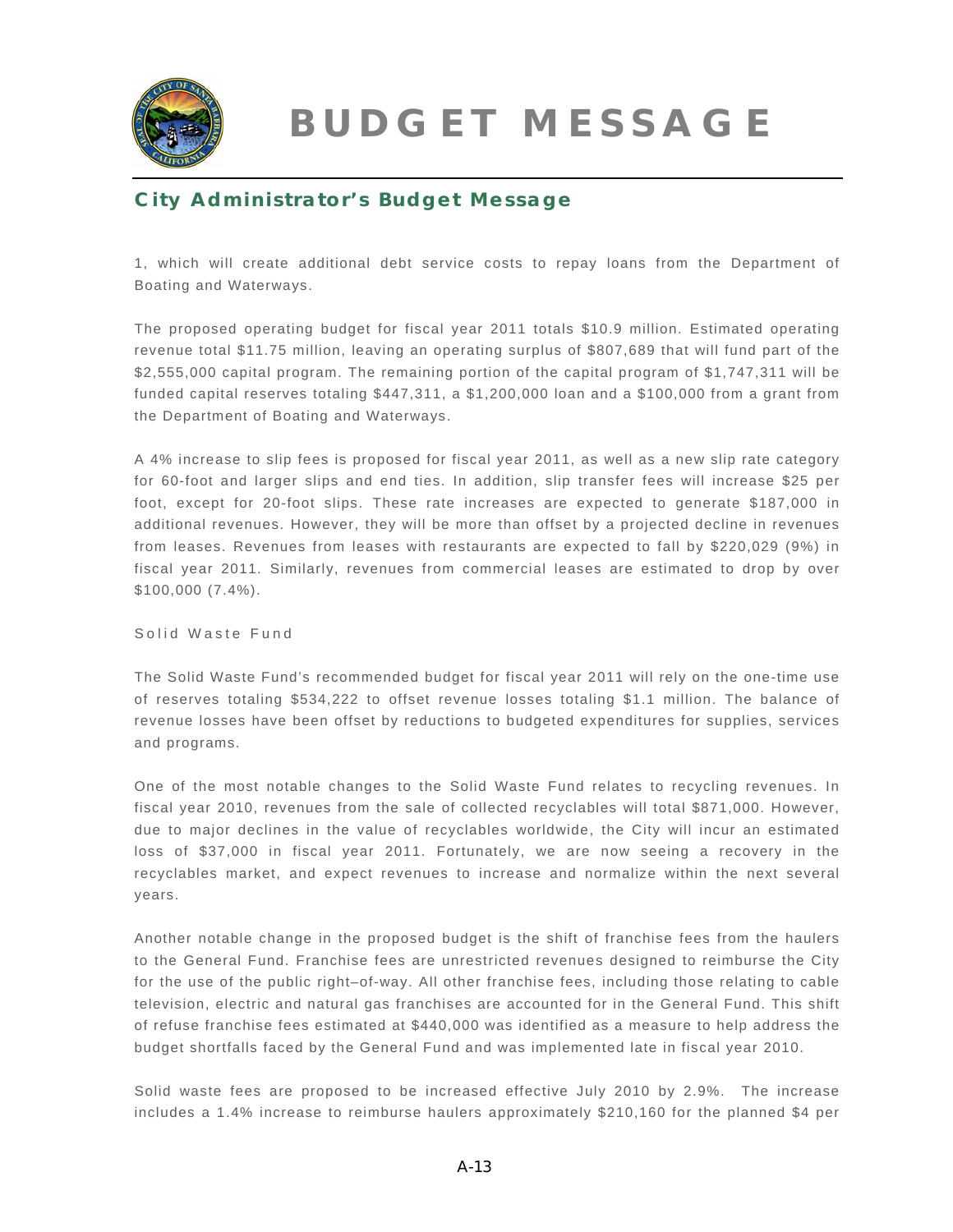1, which will create additional debt service costs to repay loans from the Department of Boating and Waterways.

The proposed operating budget for fiscal year 2011 totals $10.9 million. Estimated operating revenue total $11.75 million, leaving an operating surplus of $807,689 that will fund part of the $2,555,000 capital program. The remaining portion of the capital program of $1,747,311 will be funded capital reserves totaling $447,311, a $1,200,000 loan and a $100,000 from a grant from the Department of Boating and Waterways.

A 4% increase to slip fees is proposed for fiscal year 2011, as well as a new slip rate category for 60-foot and larger slips and end ties. In addition, slip transfer fees will increase $25 per foot, except for 20-foot slips. These rate increases are expected to generate $187,000 in additional revenues. However, they will be more than offset by a projected decline in revenues from leases. Revenues from leases with restaurants are expected to fall by $220,029 (9%) in fiscal year 2011. Similarly, revenues from commercial leases are estimated to drop by over $100,000 (7.4%).

Solid Waste Fund

The Solid Waste Fund's recommended budget for fiscal year 2011 will rely on the one-time use of reserves totaling $534,222 to offset revenue losses totaling $1.1 million. The balance of revenue losses have been offset by reductions to budgeted expenditures for supplies, services and programs.

One of the most notable changes to the Solid Waste Fund relates to recycling revenues. In fiscal year 2010, revenues from the sale of collected recyclables will total $871,000. However, due to major declines in the value of recyclables worldwide, the City will incur an estimated loss of $37,000 in fiscal year 2011. Fortunately, we are now seeing a recovery in the recyclables market, and expect revenues to increase and normalize within the next several years.

Another notable change in the proposed budget is the shift of franchise fees from the haulers to the General Fund. Franchise fees are unrestricted revenues designed to reimburse the City for the use of the public right–of-way. All other franchise fees, including those relating to cable television, electric and natural gas franchises are accounted for in the General Fund. This shift of refuse franchise fees estimated at $440,000 was identified as a measure to help address the budget shortfalls faced by the General Fund and was implemented late in fiscal year 2010.

Solid waste fees are proposed to be increased effective July 2010 by 2.9%. The increase includes a 1.4% increase to reimburse haulers approximately $210,160 for the planned $4 per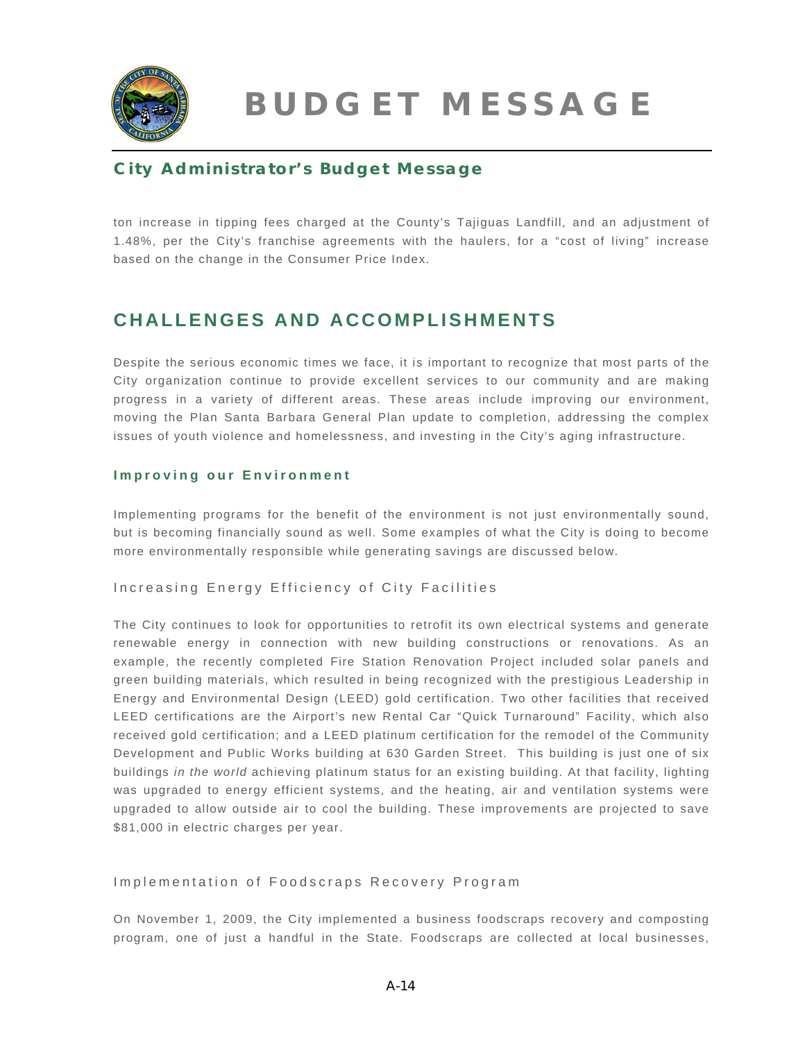ton increase in tipping fees charged at the County's Tajiguas Landfill, and an adjustment of 1.48%, per the City's franchise agreements with the haulers, for a "cost of living" increase based on the change in the Consumer Price Index.

## CHALLENGES AND ACCOMPLISHMENTS

Despite the serious economic times we face, it is important to recognize that most parts of the City organization continue to provide excellent services to our community and are making progress in a variety of different areas. These areas include improving our environment, moving the Plan Santa Barbara General Plan update to completion, addressing the complex issues of youth violence and homelessness, and investing in the City's aging infrastructure.

### Improving our Environment

Implementing programs for the benefit of the environment is not just environmentally sound, but is becoming financially sound as well. Some examples of what the City is doing to become more environmentally responsible while generating savings are discussed below.

#### Increasing Energy Efficiency of City Facilities

The City continues to look for opportunities to retrofit its own electrical systems and generate renewable energy in connection with new building constructions or renovations. As an example, the recently completed Fire Station Renovation Project included solar panels and green building materials, which resulted in being recognized with the prestigious Leadership in Energy and Environmental Design (LEED) gold certification. Two other facilities that received LEED certifications are the Airport's new Rental Car "Quick Turnaround" Facility, which also received gold certification; and a LEED platinum certification for the remodel of the Community Development and Public Works building at 630 Garden Street. This building is just one of six buildings *in the world* achieving platinum status for an existing building. At that facility, lighting was upgraded to energy efficient systems, and the heating, air and ventilation systems were upgraded to allow outside air to cool the building. These improvements are projected to save $81,000 in electric charges per year.

#### Implementation of Foodscraps Recovery Program

On November 1, 2009, the City implemented a business foodscraps recovery and composting program, one of just a handful in the State. Foodscraps are collected at local businesses,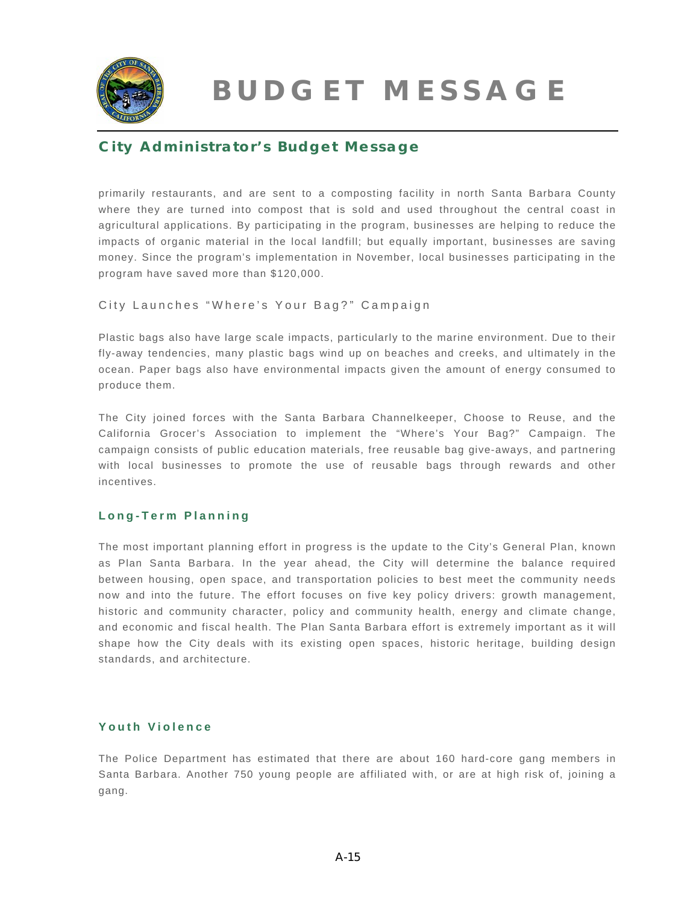primarily restaurants, and are sent to a composting facility in north Santa Barbara County where they are turned into compost that is sold and used throughout the central coast in agricultural applications. By participating in the program, businesses are helping to reduce the impacts of organic material in the local landfill; but equally important, businesses are saving money. Since the program's implementation in November, local businesses participating in the program have saved more than $120,000.

### City Launches "Where's Your Bag?" Campaign

Plastic bags also have large scale impacts, particularly to the marine environment. Due to their fly-away tendencies, many plastic bags wind up on beaches and creeks, and ultimately in the ocean. Paper bags also have environmental impacts given the amount of energy consumed to produce them.

The City joined forces with the Santa Barbara Channelkeeper, Choose to Reuse, and the California Grocer's Association to implement the "Where's Your Bag?" Campaign. The campaign consists of public education materials, free reusable bag give-aways, and partnering with local businesses to promote the use of reusable bags through rewards and other incentives.

## Long-Term Planning

The most important planning effort in progress is the update to the City's General Plan, known as Plan Santa Barbara. In the year ahead, the City will determine the balance required between housing, open space, and transportation policies to best meet the community needs now and into the future. The effort focuses on five key policy drivers: growth management, historic and community character, policy and community health, energy and climate change, and economic and fiscal health. The Plan Santa Barbara effort is extremely important as it will shape how the City deals with its existing open spaces, historic heritage, building design standards, and architecture.

## Youth Violence

The Police Department has estimated that there are about 160 hard-core gang members in Santa Barbara. Another 750 young people are affiliated with, or are at high risk of, joining a gang.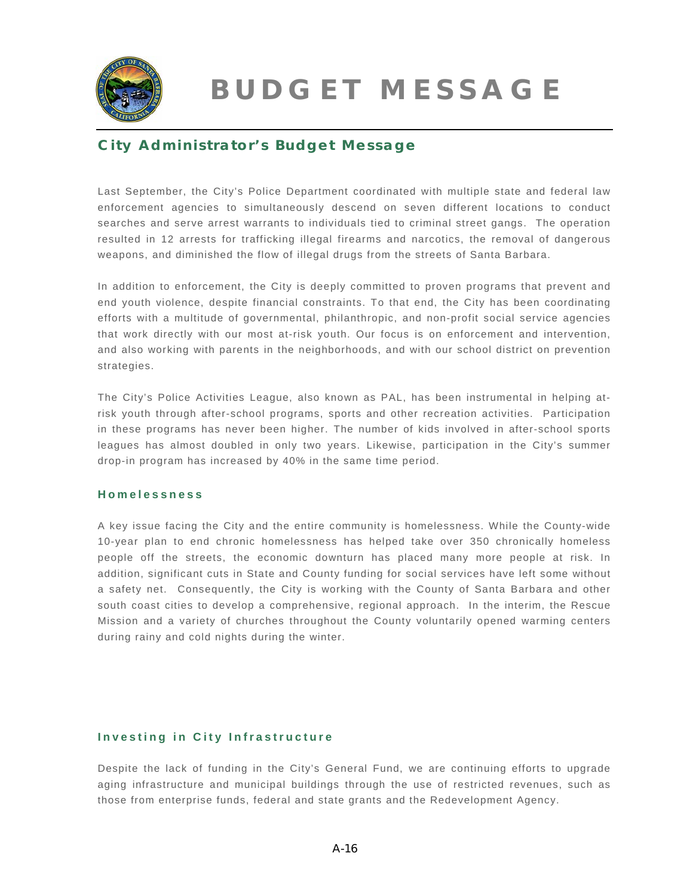# BUDGET MESSAGE

## City Administrator's Budget Message

Last September, the City's Police Department coordinated with multiple state and federal law enforcement agencies to simultaneously descend on seven different locations to conduct searches and serve arrest warrants to individuals tied to criminal street gangs. The operation resulted in 12 arrests for trafficking illegal firearms and narcotics, the removal of dangerous weapons, and diminished the flow of illegal drugs from the streets of Santa Barbara.

In addition to enforcement, the City is deeply committed to proven programs that prevent and end youth violence, despite financial constraints. To that end, the City has been coordinating efforts with a multitude of governmental, philanthropic, and non-profit social service agencies that work directly with our most at-risk youth. Our focus is on enforcement and intervention, and also working with parents in the neighborhoods, and with our school district on prevention strategies.

The City's Police Activities League, also known as PAL, has been instrumental in helping at-risk youth through after-school programs, sports and other recreation activities. Participation in these programs has never been higher. The number of kids involved in after-school sports leagues has almost doubled in only two years. Likewise, participation in the City's summer drop-in program has increased by 40% in the same time period.

### Homelessness

A key issue facing the City and the entire community is homelessness. While the County-wide 10-year plan to end chronic homelessness has helped take over 350 chronically homeless people off the streets, the economic downturn has placed many more people at risk. In addition, significant cuts in State and County funding for social services have left some without a safety net. Consequently, the City is working with the County of Santa Barbara and other south coast cities to develop a comprehensive, regional approach. In the interim, the Rescue Mission and a variety of churches throughout the County voluntarily opened warming centers during rainy and cold nights during the winter.

### Investing in City Infrastructure

Despite the lack of funding in the City's General Fund, we are continuing efforts to upgrade aging infrastructure and municipal buildings through the use of restricted revenues, such as those from enterprise funds, federal and state grants and the Redevelopment Agency.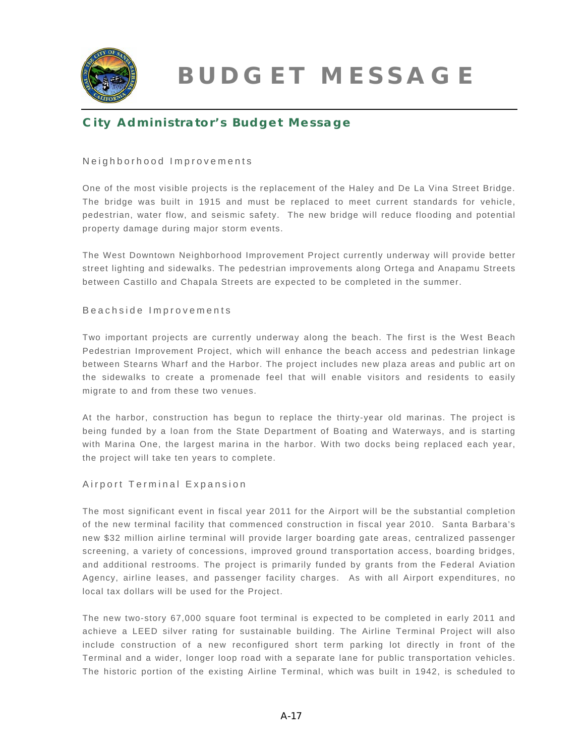# BUDGET MESSAGE

## City Administrator's Budget Message

### Neighborhood Improvements

One of the most visible projects is the replacement of the Haley and De La Vina Street Bridge. The bridge was built in 1915 and must be replaced to meet current standards for vehicle, pedestrian, water flow, and seismic safety. The new bridge will reduce flooding and potential property damage during major storm events.

The West Downtown Neighborhood Improvement Project currently underway will provide better street lighting and sidewalks. The pedestrian improvements along Ortega and Anapamu Streets between Castillo and Chapala Streets are expected to be completed in the summer.

### Beachside Improvements

Two important projects are currently underway along the beach. The first is the West Beach Pedestrian Improvement Project, which will enhance the beach access and pedestrian linkage between Stearns Wharf and the Harbor. The project includes new plaza areas and public art on the sidewalks to create a promenade feel that will enable visitors and residents to easily migrate to and from these two venues.

At the harbor, construction has begun to replace the thirty-year old marinas. The project is being funded by a loan from the State Department of Boating and Waterways, and is starting with Marina One, the largest marina in the harbor. With two docks being replaced each year, the project will take ten years to complete.

### Airport Terminal Expansion

The most significant event in fiscal year 2011 for the Airport will be the substantial completion of the new terminal facility that commenced construction in fiscal year 2010. Santa Barbara's new $32 million airline terminal will provide larger boarding gate areas, centralized passenger screening, a variety of concessions, improved ground transportation access, boarding bridges, and additional restrooms. The project is primarily funded by grants from the Federal Aviation Agency, airline leases, and passenger facility charges. As with all Airport expenditures, no local tax dollars will be used for the Project.

The new two-story 67,000 square foot terminal is expected to be completed in early 2011 and achieve a LEED silver rating for sustainable building. The Airline Terminal Project will also include construction of a new reconfigured short term parking lot directly in front of the Terminal and a wider, longer loop road with a separate lane for public transportation vehicles. The historic portion of the existing Airline Terminal, which was built in 1942, is scheduled to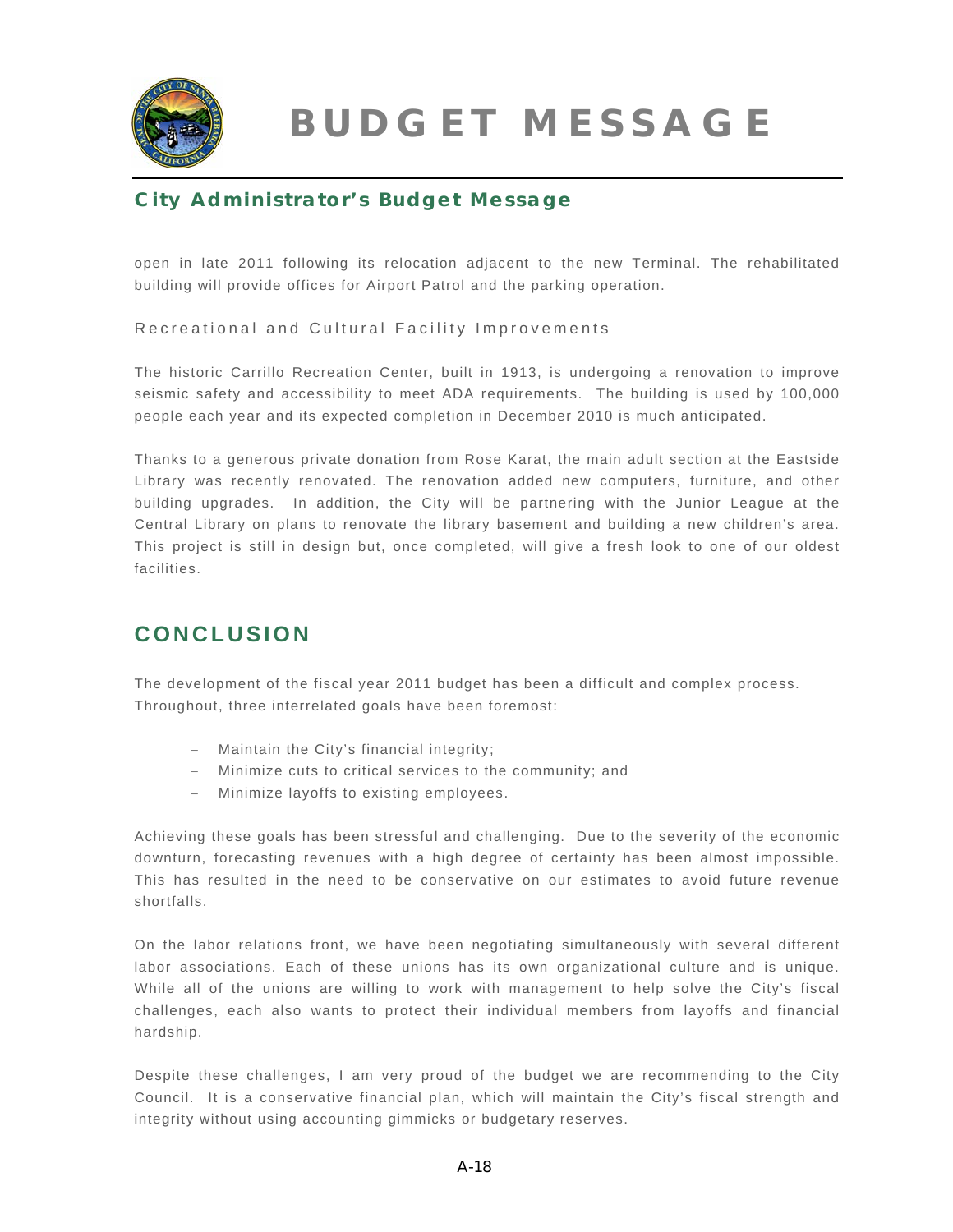open in late 2011 following its relocation adjacent to the new Terminal. The rehabilitated building will provide offices for Airport Patrol and the parking operation.

Recreational and Cultural Facility Improvements

The historic Carrillo Recreation Center, built in 1913, is undergoing a renovation to improve seismic safety and accessibility to meet ADA requirements. The building is used by 100,000 people each year and its expected completion in December 2010 is much anticipated.

Thanks to a generous private donation from Rose Karat, the main adult section at the Eastside Library was recently renovated. The renovation added new computers, furniture, and other building upgrades. In addition, the City will be partnering with the Junior League at the Central Library on plans to renovate the library basement and building a new children's area. This project is still in design but, once completed, will give a fresh look to one of our oldest facilities.

## CONCLUSION

The development of the fiscal year 2011 budget has been a difficult and complex process. Throughout, three interrelated goals have been foremost:

- Maintain the City's financial integrity;
- Minimize cuts to critical services to the community; and
- Minimize layoffs to existing employees.

Achieving these goals has been stressful and challenging. Due to the severity of the economic downturn, forecasting revenues with a high degree of certainty has been almost impossible. This has resulted in the need to be conservative on our estimates to avoid future revenue shortfalls.

On the labor relations front, we have been negotiating simultaneously with several different labor associations. Each of these unions has its own organizational culture and is unique. While all of the unions are willing to work with management to help solve the City's fiscal challenges, each also wants to protect their individual members from layoffs and financial hardship.

Despite these challenges, I am very proud of the budget we are recommending to the City Council. It is a conservative financial plan, which will maintain the City's fiscal strength and integrity without using accounting gimmicks or budgetary reserves.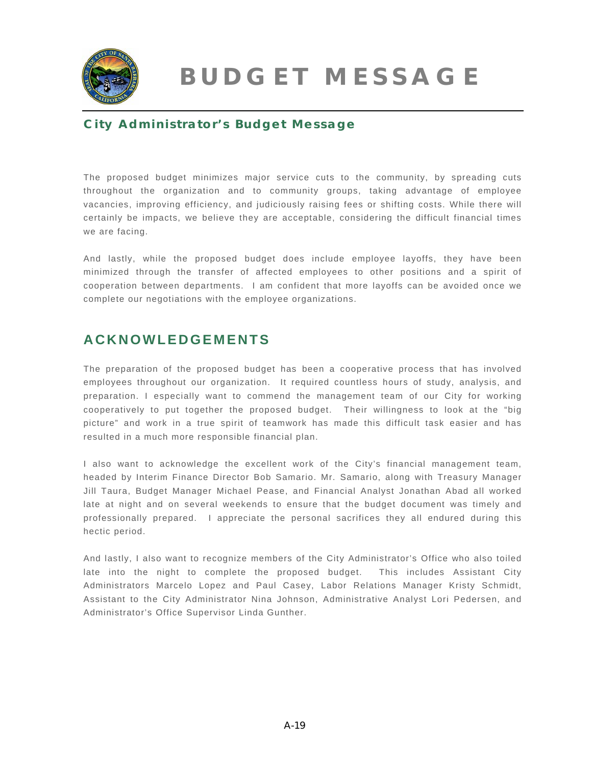# BUDGET MESSAGE

## City Administrator's Budget Message

The proposed budget minimizes major service cuts to the community, by spreading cuts throughout the organization and to community groups, taking advantage of employee vacancies, improving efficiency, and judiciously raising fees or shifting costs. While there will certainly be impacts, we believe they are acceptable, considering the difficult financial times we are facing.

And lastly, while the proposed budget does include employee layoffs, they have been minimized through the transfer of affected employees to other positions and a spirit of cooperation between departments. I am confident that more layoffs can be avoided once we complete our negotiations with the employee organizations.

## ACKNOWLEDGEMENTS

The preparation of the proposed budget has been a cooperative process that has involved employees throughout our organization. It required countless hours of study, analysis, and preparation. I especially want to commend the management team of our City for working cooperatively to put together the proposed budget. Their willingness to look at the "big picture" and work in a true spirit of teamwork has made this difficult task easier and has resulted in a much more responsible financial plan.

I also want to acknowledge the excellent work of the City's financial management team, headed by Interim Finance Director Bob Samario. Mr. Samario, along with Treasury Manager Jill Taura, Budget Manager Michael Pease, and Financial Analyst Jonathan Abad all worked late at night and on several weekends to ensure that the budget document was timely and professionally prepared. I appreciate the personal sacrifices they all endured during this hectic period.

And lastly, I also want to recognize members of the City Administrator's Office who also toiled late into the night to complete the proposed budget. This includes Assistant City Administrators Marcelo Lopez and Paul Casey, Labor Relations Manager Kristy Schmidt, Assistant to the City Administrator Nina Johnson, Administrative Analyst Lori Pedersen, and Administrator's Office Supervisor Linda Gunther.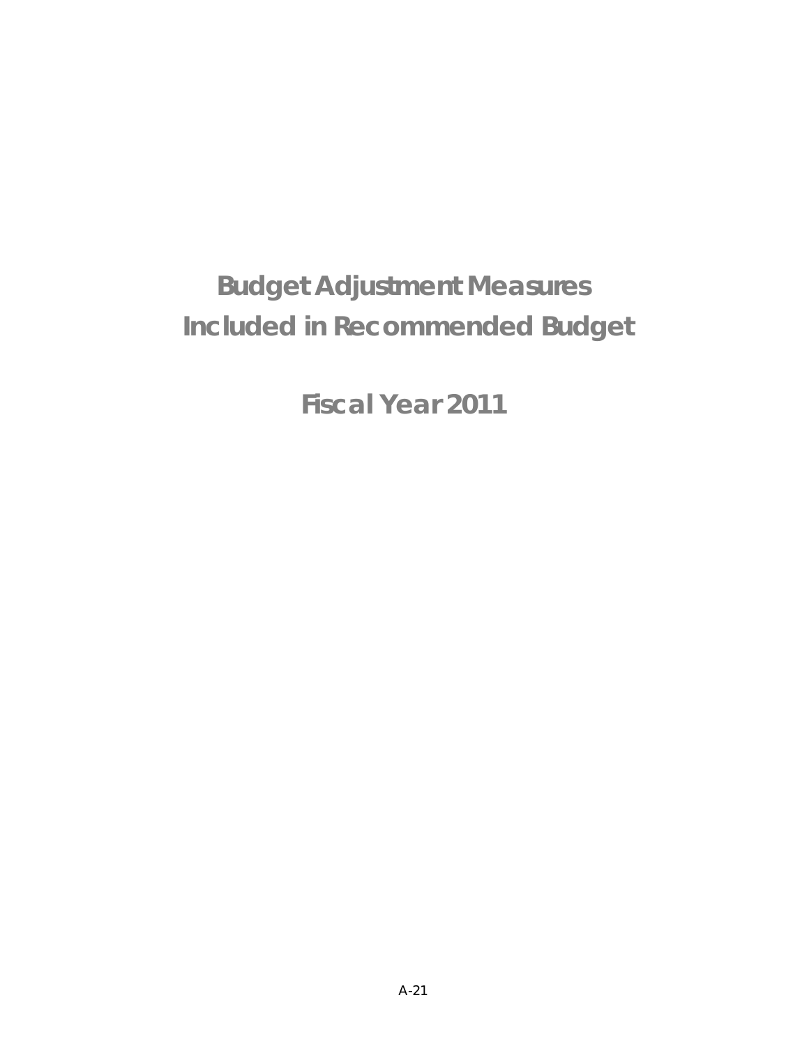# Budget Adjustment Measures Included in Recommended Budget

# Fiscal Year 2011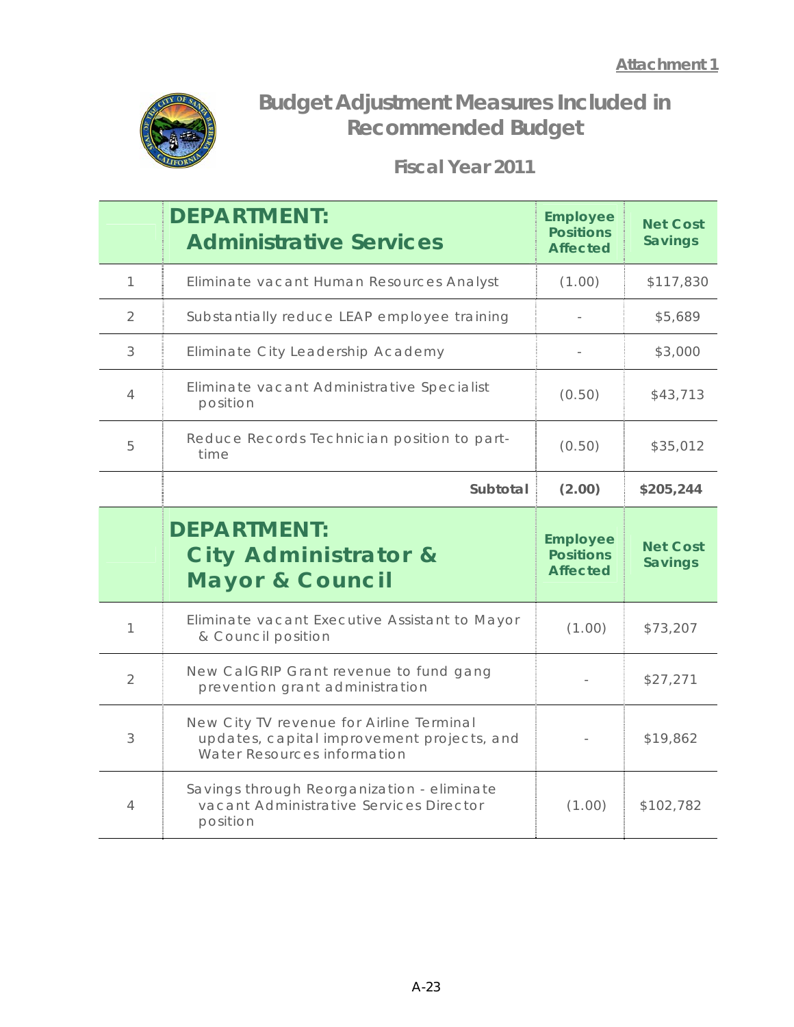**Attachment 1**

# Budget Adjustment Measures Included in Recommended Budget

## Fiscal Year 2011

| | DEPARTMENT: Administrative Services | Employee Positions Affected | Net Cost Savings |
|---|---|---|---|
| 1 | Eliminate vacant Human Resources Analyst | (1.00) | $117,830 |
| 2 | Substantially reduce LEAP employee training | - | $5,689 |
| 3 | Eliminate City Leadership Academy | - | $3,000 |
| 4 | Eliminate vacant Administrative Specialist position | (0.50) | $43,713 |
| 5 | Reduce Records Technician position to part-time | (0.50) | $35,012 |
| | **Subtotal** | **(2.00)** | **$205,244** |

| | DEPARTMENT: City Administrator & Mayor & Council | Employee Positions Affected | Net Cost Savings |
|---|---|---|---|
| 1 | Eliminate vacant Executive Assistant to Mayor & Council position | (1.00) | $73,207 |
| 2 | New CalGRIP Grant revenue to fund gang prevention grant administration | - | $27,271 |
| 3 | New City TV revenue for Airline Terminal updates, capital improvement projects, and Water Resources information | - | $19,862 |
| 4 | Savings through Reorganization - eliminate vacant Administrative Services Director position | (1.00) | $102,782 |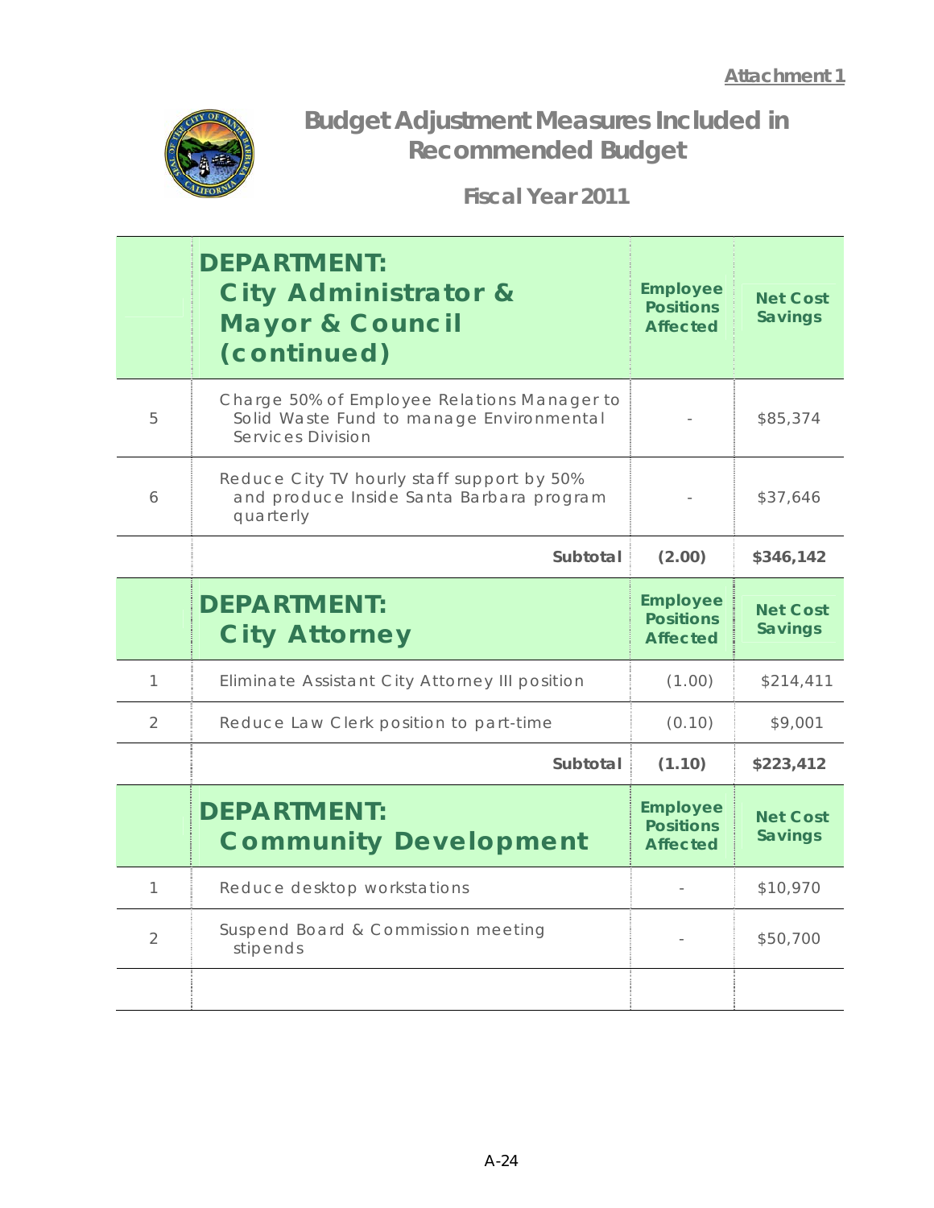Attachment 1

# Budget Adjustment Measures Included in Recommended Budget

## Fiscal Year 2011

| | DEPARTMENT: City Administrator & Mayor & Council (continued) | Employee Positions Affected | Net Cost Savings |
|---|---|---|---|
| 5 | Charge 50% of Employee Relations Manager to Solid Waste Fund to manage Environmental Services Division | - | $85,374 |
| 6 | Reduce City TV hourly staff support by 50% and produce Inside Santa Barbara program quarterly | - | $37,646 |
| | **Subtotal** | **(2.00)** | **$346,142** |

| | DEPARTMENT: City Attorney | Employee Positions Affected | Net Cost Savings |
|---|---|---|---|
| 1 | Eliminate Assistant City Attorney III position | (1.00) | $214,411 |
| 2 | Reduce Law Clerk position to part-time | (0.10) | $9,001 |
| | **Subtotal** | **(1.10)** | **$223,412** |

| | DEPARTMENT: Community Development | Employee Positions Affected | Net Cost Savings |
|---|---|---|---|
| 1 | Reduce desktop workstations | - | $10,970 |
| 2 | Suspend Board & Commission meeting stipends | - | $50,700 |
| | | | |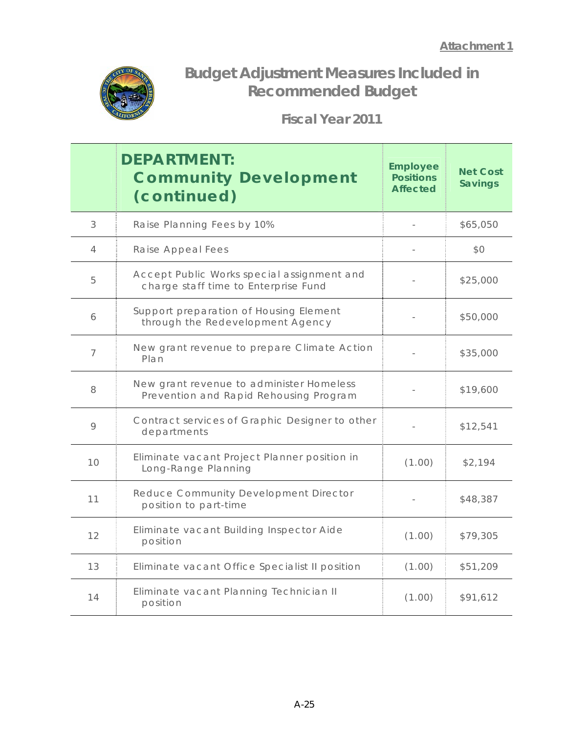**Attachment 1**

# Budget Adjustment Measures Included in Recommended Budget

## Fiscal Year 2011

| | DEPARTMENT: Community Development (continued) | Employee Positions Affected | Net Cost Savings |
|---|---|---|---|
| 3 | Raise Planning Fees by 10% | - | $65,050 |
| 4 | Raise Appeal Fees | - | $0 |
| 5 | Accept Public Works special assignment and charge staff time to Enterprise Fund | - | $25,000 |
| 6 | Support preparation of Housing Element through the Redevelopment Agency | - | $50,000 |
| 7 | New grant revenue to prepare Climate Action Plan | - | $35,000 |
| 8 | New grant revenue to administer Homeless Prevention and Rapid Rehousing Program | - | $19,600 |
| 9 | Contract services of Graphic Designer to other departments | - | $12,541 |
| 10 | Eliminate vacant Project Planner position in Long-Range Planning | (1.00) | $2,194 |
| 11 | Reduce Community Development Director position to part-time | - | $48,387 |
| 12 | Eliminate vacant Building Inspector Aide position | (1.00) | $79,305 |
| 13 | Eliminate vacant Office Specialist II position | (1.00) | $51,209 |
| 14 | Eliminate vacant Planning Technician II position | (1.00) | $91,612 |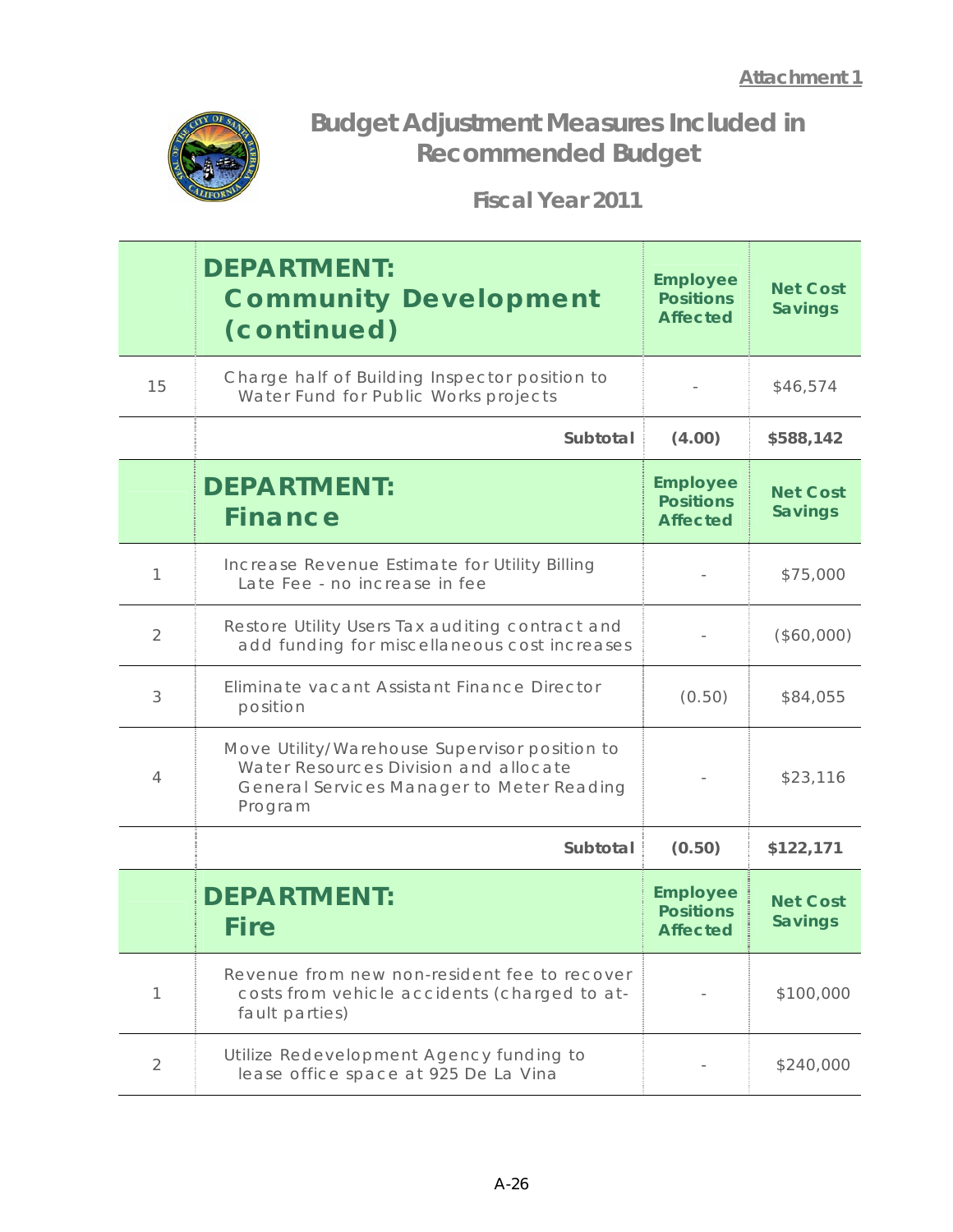**Attachment 1**

# Budget Adjustment Measures Included in Recommended Budget

## Fiscal Year 2011

| | DEPARTMENT: Community Development (continued) | Employee Positions Affected | Net Cost Savings |
|---|---|---|---|
| 15 | Charge half of Building Inspector position to Water Fund for Public Works projects | - | $46,574 |
| | **Subtotal** | **(4.00)** | **$588,142** |

| | DEPARTMENT: Finance | Employee Positions Affected | Net Cost Savings |
|---|---|---|---|
| 1 | Increase Revenue Estimate for Utility Billing Late Fee - no increase in fee | - | $75,000 |
| 2 | Restore Utility Users Tax auditing contract and add funding for miscellaneous cost increases | - | ($60,000) |
| 3 | Eliminate vacant Assistant Finance Director position | (0.50) | $84,055 |
| 4 | Move Utility/Warehouse Supervisor position to Water Resources Division and allocate General Services Manager to Meter Reading Program | - | $23,116 |
| | **Subtotal** | **(0.50)** | **$122,171** |

| | DEPARTMENT: Fire | Employee Positions Affected | Net Cost Savings |
|---|---|---|---|
| 1 | Revenue from new non-resident fee to recover costs from vehicle accidents (charged to at-fault parties) | - | $100,000 |
| 2 | Utilize Redevelopment Agency funding to lease office space at 925 De La Vina | - | $240,000 |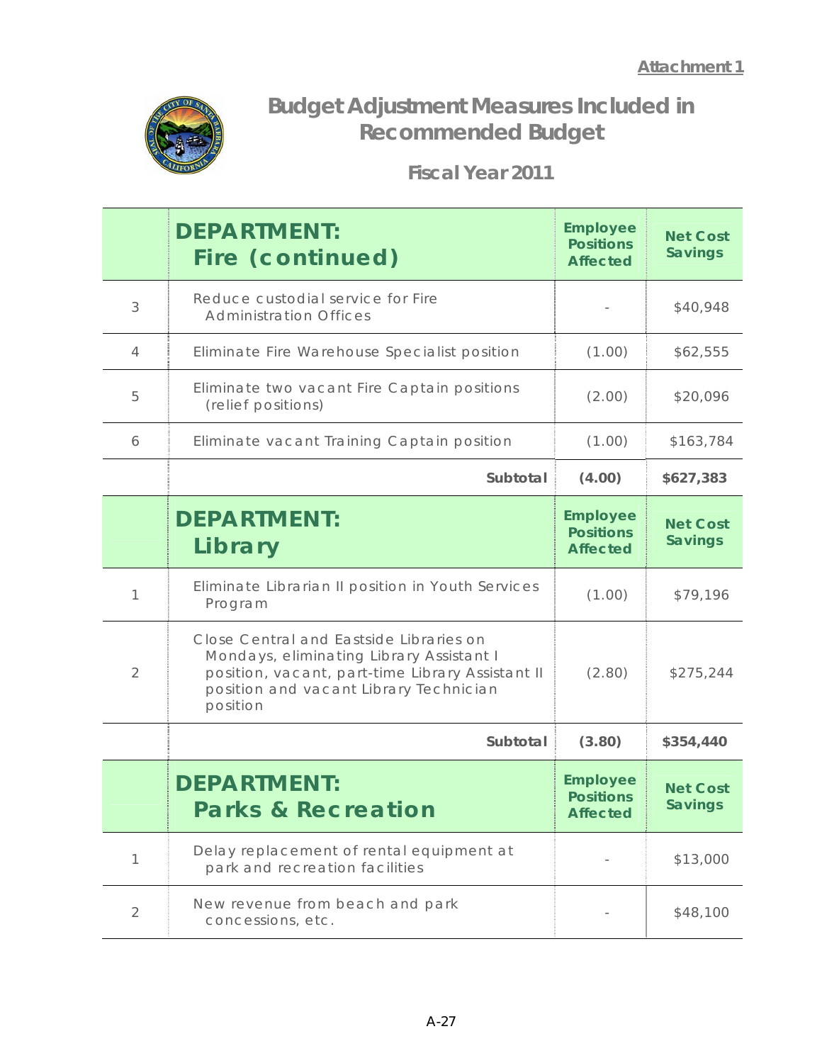Attachment 1

# Budget Adjustment Measures Included in Recommended Budget

## Fiscal Year 2011

| | DEPARTMENT: Fire (continued) | Employee Positions Affected | Net Cost Savings |
|---|---|---|---|
| 3 | Reduce custodial service for Fire Administration Offices | - | $40,948 |
| 4 | Eliminate Fire Warehouse Specialist position | (1.00) | $62,555 |
| 5 | Eliminate two vacant Fire Captain positions (relief positions) | (2.00) | $20,096 |
| 6 | Eliminate vacant Training Captain position | (1.00) | $163,784 |
| | **Subtotal** | **(4.00)** | **$627,383** |

| | DEPARTMENT: Library | Employee Positions Affected | Net Cost Savings |
|---|---|---|---|
| 1 | Eliminate Librarian II position in Youth Services Program | (1.00) | $79,196 |
| 2 | Close Central and Eastside Libraries on Mondays, eliminating Library Assistant I position, vacant, part-time Library Assistant II position and vacant Library Technician position | (2.80) | $275,244 |
| | **Subtotal** | **(3.80)** | **$354,440** |

| | DEPARTMENT: Parks & Recreation | Employee Positions Affected | Net Cost Savings |
|---|---|---|---|
| 1 | Delay replacement of rental equipment at park and recreation facilities | - | $13,000 |
| 2 | New revenue from beach and park concessions, etc. | - | $48,100 |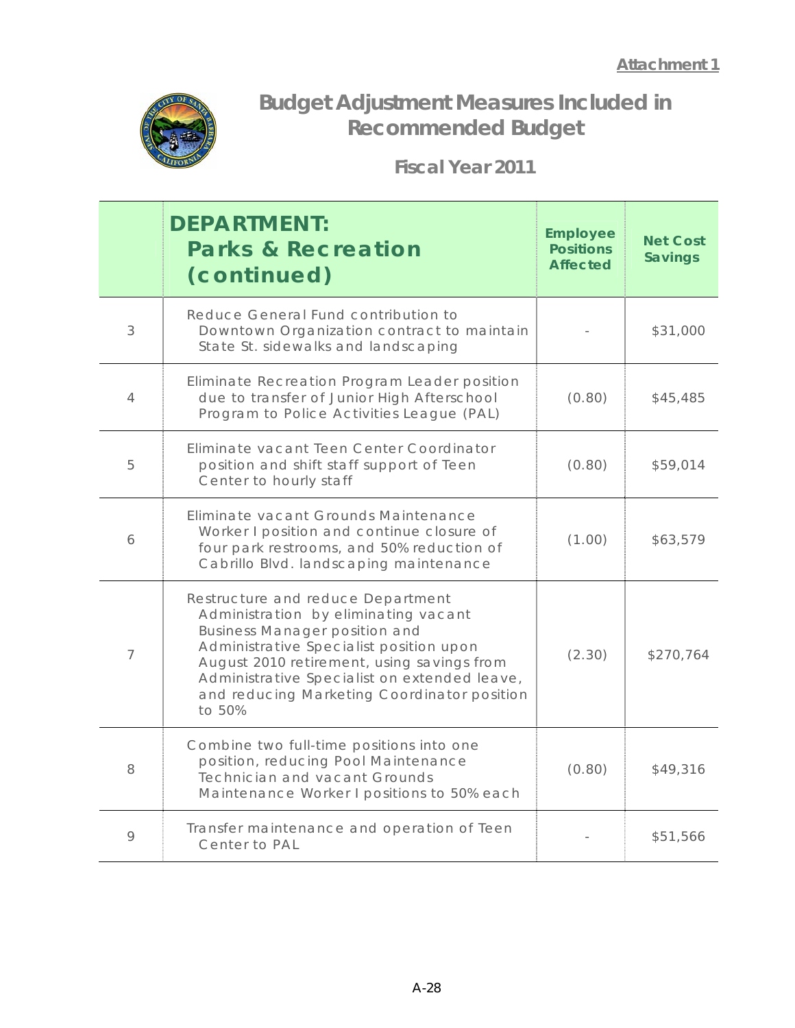**Attachment 1**

# Budget Adjustment Measures Included in Recommended Budget

## Fiscal Year 2011

| | DEPARTMENT: Parks & Recreation (continued) | Employee Positions Affected | Net Cost Savings |
|---|---|---|---|
| 3 | Reduce General Fund contribution to Downtown Organization contract to maintain State St. sidewalks and landscaping | - | $31,000 |
| 4 | Eliminate Recreation Program Leader position due to transfer of Junior High Afterschool Program to Police Activities League (PAL) | (0.80) | $45,485 |
| 5 | Eliminate vacant Teen Center Coordinator position and shift staff support of Teen Center to hourly staff | (0.80) | $59,014 |
| 6 | Eliminate vacant Grounds Maintenance Worker I position and continue closure of four park restrooms, and 50% reduction of Cabrillo Blvd. landscaping maintenance | (1.00) | $63,579 |
| 7 | Restructure and reduce Department Administration by eliminating vacant Business Manager position and Administrative Specialist position upon August 2010 retirement, using savings from Administrative Specialist on extended leave, and reducing Marketing Coordinator position to 50% | (2.30) | $270,764 |
| 8 | Combine two full-time positions into one position, reducing Pool Maintenance Technician and vacant Grounds Maintenance Worker I positions to 50% each | (0.80) | $49,316 |
| 9 | Transfer maintenance and operation of Teen Center to PAL | - | $51,566 |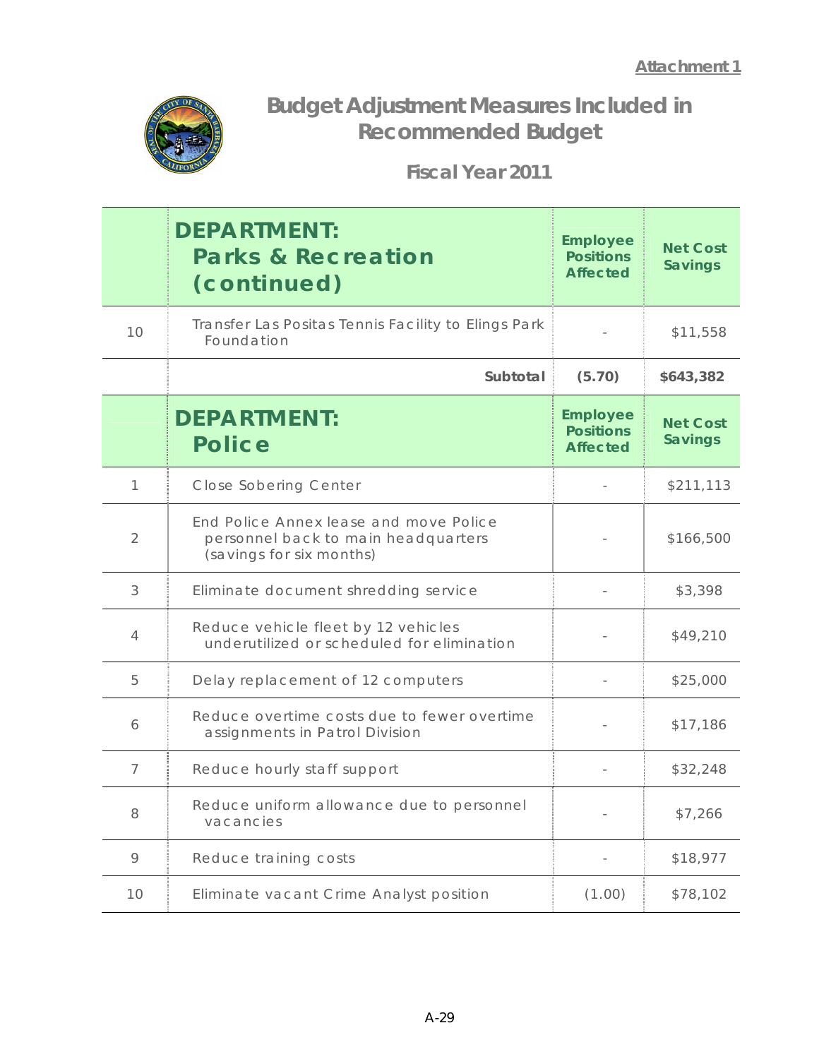Attachment 1

# Budget Adjustment Measures Included in Recommended Budget

## Fiscal Year 2011

| | DEPARTMENT: Parks & Recreation (continued) | Employee Positions Affected | Net Cost Savings |
|---|---|---|---|
| 10 | Transfer Las Positas Tennis Facility to Elings Park Foundation | - | $11,558 |
| | **Subtotal** | **(5.70)** | **$643,382** |

| | DEPARTMENT: Police | Employee Positions Affected | Net Cost Savings |
|---|---|---|---|
| 1 | Close Sobering Center | - | $211,113 |
| 2 | End Police Annex lease and move Police personnel back to main headquarters (savings for six months) | - | $166,500 |
| 3 | Eliminate document shredding service | - | $3,398 |
| 4 | Reduce vehicle fleet by 12 vehicles underutilized or scheduled for elimination | - | $49,210 |
| 5 | Delay replacement of 12 computers | - | $25,000 |
| 6 | Reduce overtime costs due to fewer overtime assignments in Patrol Division | - | $17,186 |
| 7 | Reduce hourly staff support | - | $32,248 |
| 8 | Reduce uniform allowance due to personnel vacancies | - | $7,266 |
| 9 | Reduce training costs | - | $18,977 |
| 10 | Eliminate vacant Crime Analyst position | (1.00) | $78,102 |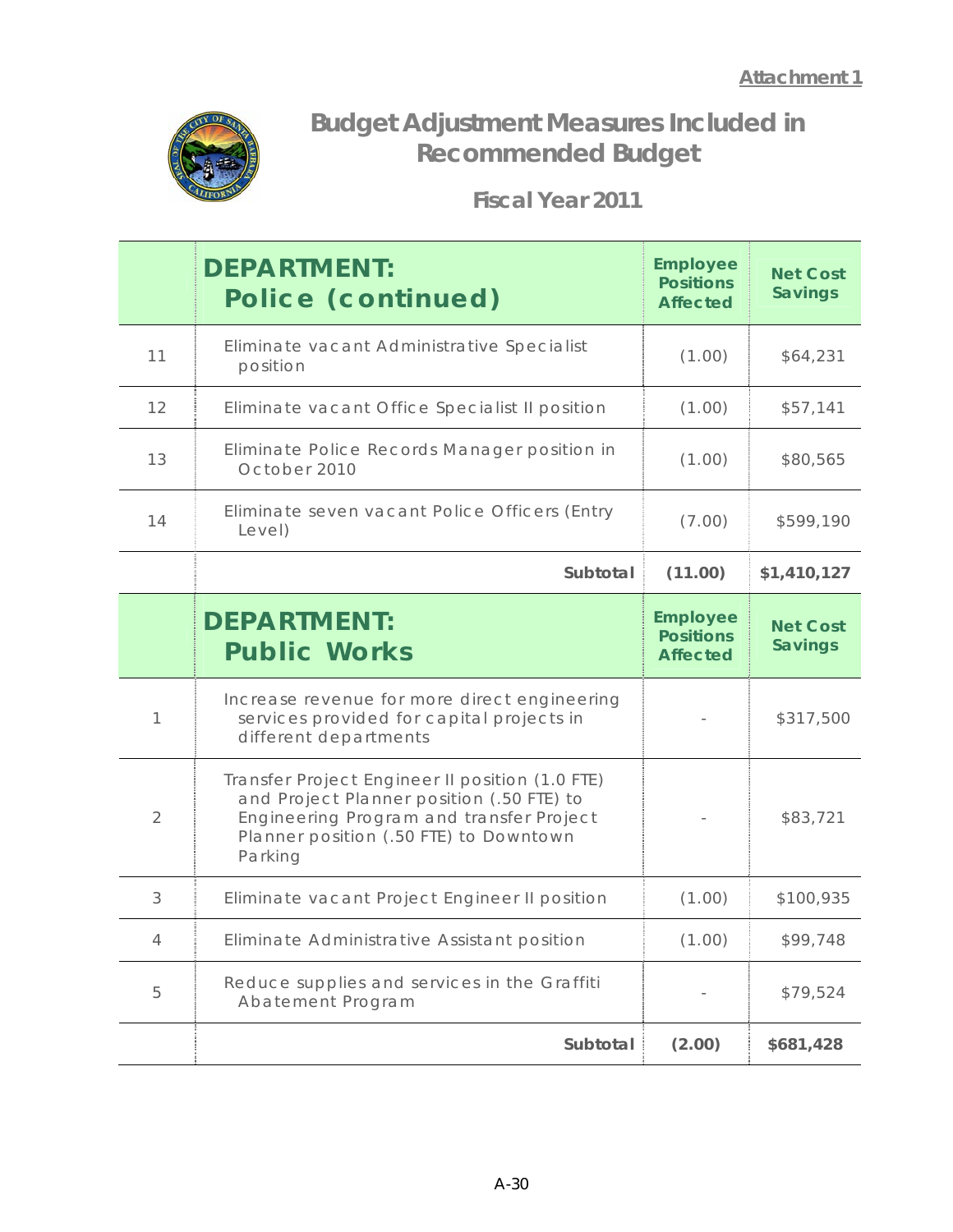Attachment 1

# Budget Adjustment Measures Included in Recommended Budget

## Fiscal Year 2011

| | DEPARTMENT: Police (continued) | Employee Positions Affected | Net Cost Savings |
|---|---|---|---|
| 11 | Eliminate vacant Administrative Specialist position | (1.00) | $64,231 |
| 12 | Eliminate vacant Office Specialist II position | (1.00) | $57,141 |
| 13 | Eliminate Police Records Manager position in October 2010 | (1.00) | $80,565 |
| 14 | Eliminate seven vacant Police Officers (Entry Level) | (7.00) | $599,190 |
| | **Subtotal** | **(11.00)** | **$1,410,127** |

| | DEPARTMENT: Public Works | Employee Positions Affected | Net Cost Savings |
|---|---|---|---|
| 1 | Increase revenue for more direct engineering services provided for capital projects in different departments | - | $317,500 |
| 2 | Transfer Project Engineer II position (1.0 FTE) and Project Planner position (.50 FTE) to Engineering Program and transfer Project Planner position (.50 FTE) to Downtown Parking | - | $83,721 |
| 3 | Eliminate vacant Project Engineer II position | (1.00) | $100,935 |
| 4 | Eliminate Administrative Assistant position | (1.00) | $99,748 |
| 5 | Reduce supplies and services in the Graffiti Abatement Program | - | $79,524 |
| | **Subtotal** | **(2.00)** | **$681,428** |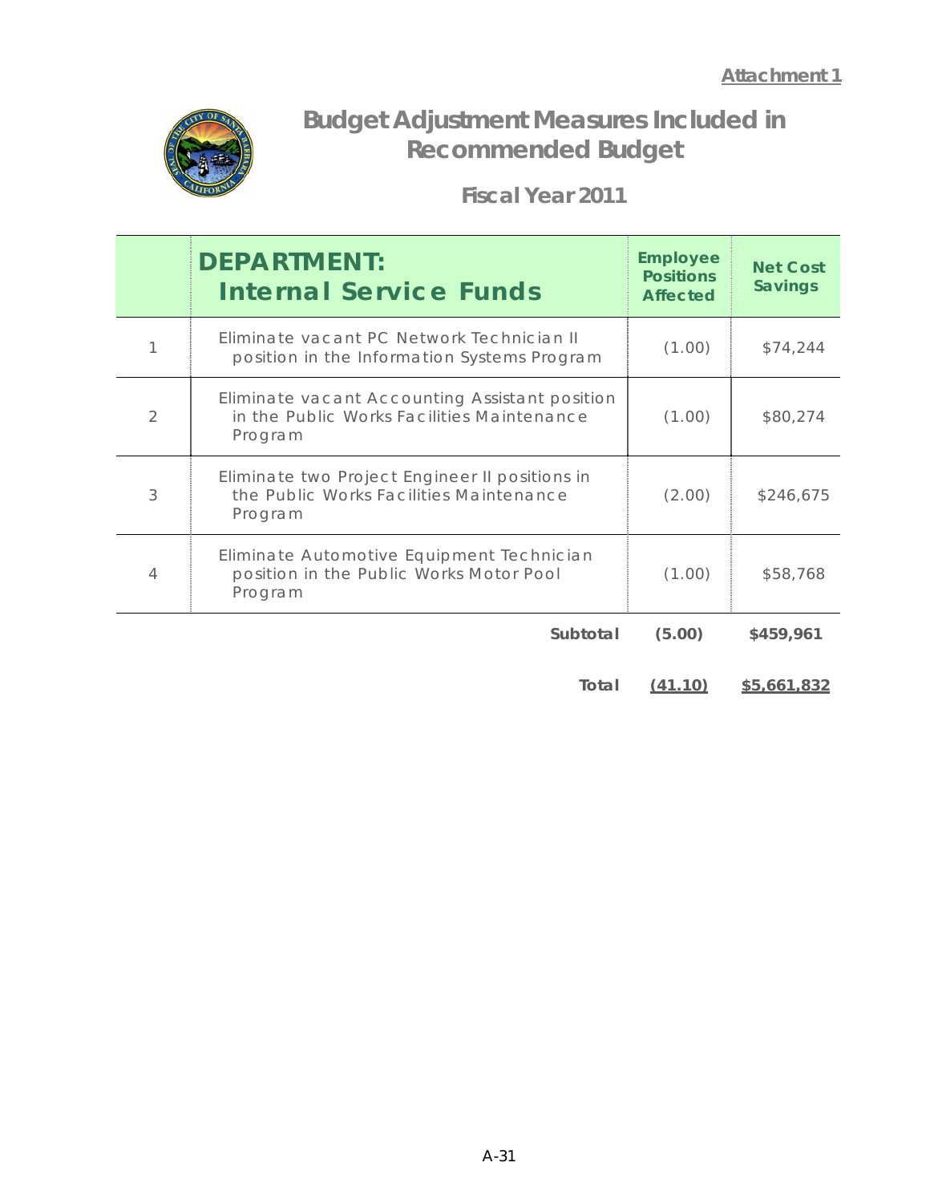**Attachment 1**

# Budget Adjustment Measures Included in Recommended Budget

## Fiscal Year 2011

| | DEPARTMENT: Internal Service Funds | Employee Positions Affected | Net Cost Savings |
|---|---|---|---|
| 1 | Eliminate vacant PC Network Technician II position in the Information Systems Program | (1.00) | $74,244 |
| 2 | Eliminate vacant Accounting Assistant position in the Public Works Facilities Maintenance Program | (1.00) | $80,274 |
| 3 | Eliminate two Project Engineer II positions in the Public Works Facilities Maintenance Program | (2.00) | $246,675 |
| 4 | Eliminate Automotive Equipment Technician position in the Public Works Motor Pool Program | (1.00) | $58,768 |
| | **Subtotal** | **(5.00)** | **$459,961** |
| | **Total** | **(41.10)** | **$5,661,832** |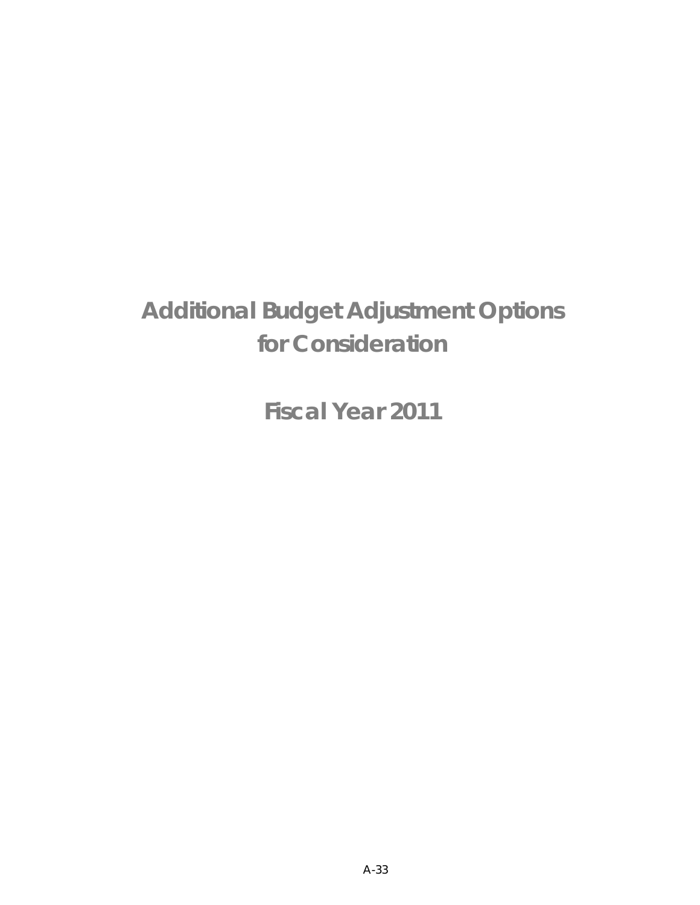# Additional Budget Adjustment Options for Consideration

# Fiscal Year 2011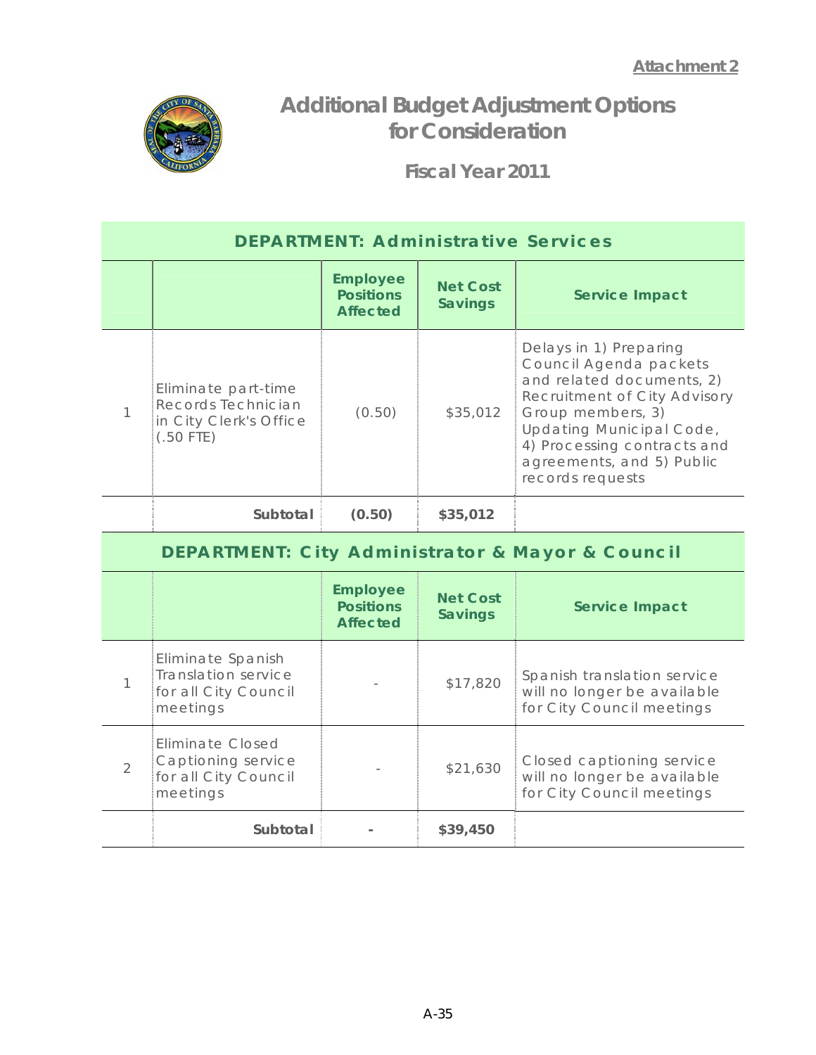**Attachment 2**

# Additional Budget Adjustment Options for Consideration

## Fiscal Year 2011

| DEPARTMENT: Administrative Services | | | | |
|---|---|---|---|---|
| | | Employee Positions Affected | Net Cost Savings | Service Impact |
| 1 | Eliminate part-time Records Technician in City Clerk's Office (.50 FTE) | (0.50) | $35,012 | Delays in 1) Preparing Council Agenda packets and related documents, 2) Recruitment of City Advisory Group members, 3) Updating Municipal Code, 4) Processing contracts and agreements, and 5) Public records requests |
| | **Subtotal** | **(0.50)** | **$35,012** | |

| DEPARTMENT: City Administrator & Mayor & Council | | | | |
|---|---|---|---|---|
| | | Employee Positions Affected | Net Cost Savings | Service Impact |
| 1 | Eliminate Spanish Translation service for all City Council meetings | - | $17,820 | Spanish translation service will no longer be available for City Council meetings |
| 2 | Eliminate Closed Captioning service for all City Council meetings | - | $21,630 | Closed captioning service will no longer be available for City Council meetings |
| | **Subtotal** | **-** | **$39,450** | |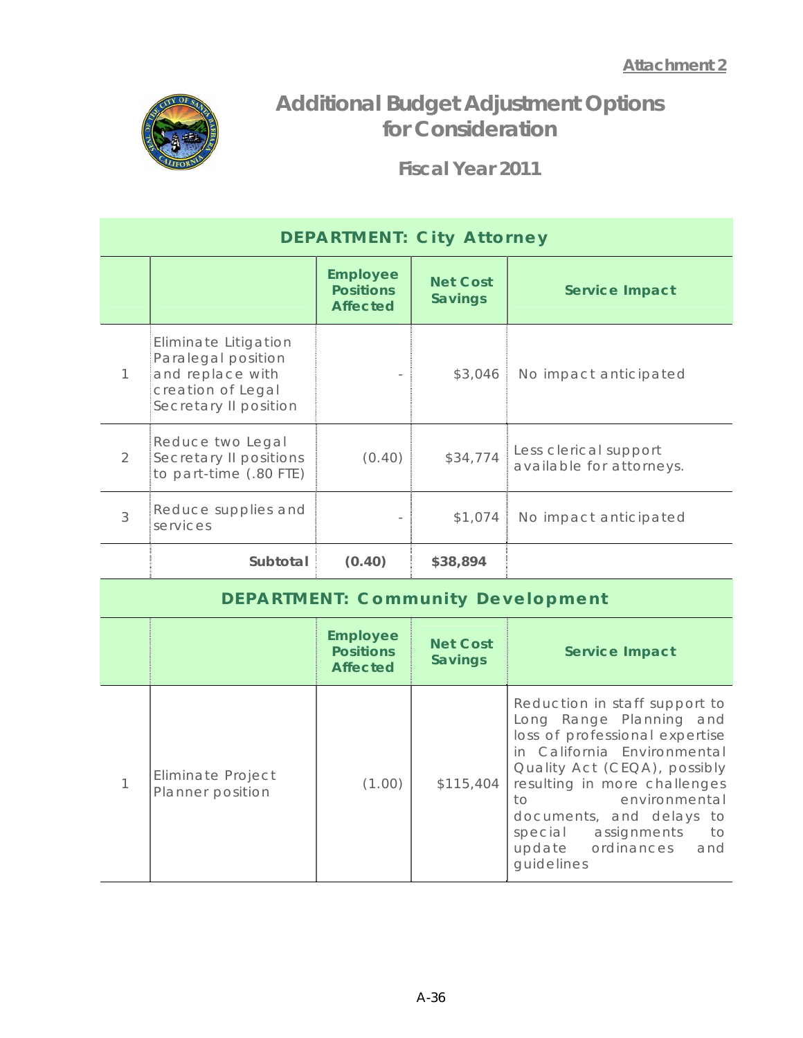Attachment 2

# Additional Budget Adjustment Options for Consideration

## Fiscal Year 2011

| DEPARTMENT: City Attorney | | | | |
|---|---|---|---|---|
| | | Employee Positions Affected | Net Cost Savings | Service Impact |
| 1 | Eliminate Litigation Paralegal position and replace with creation of Legal Secretary II position | - | $3,046 | No impact anticipated |
| 2 | Reduce two Legal Secretary II positions to part-time (.80 FTE) | (0.40) | $34,774 | Less clerical support available for attorneys. |
| 3 | Reduce supplies and services | - | $1,074 | No impact anticipated |
| | **Subtotal** | **(0.40)** | **$38,894** | |

| DEPARTMENT: Community Development | | | | |
|---|---|---|---|---|
| | | Employee Positions Affected | Net Cost Savings | Service Impact |
| 1 | Eliminate Project Planner position | (1.00) | $115,404 | Reduction in staff support to Long Range Planning and loss of professional expertise in California Environmental Quality Act (CEQA), possibly resulting in more challenges to environmental documents, and delays to special assignments to update ordinances and guidelines |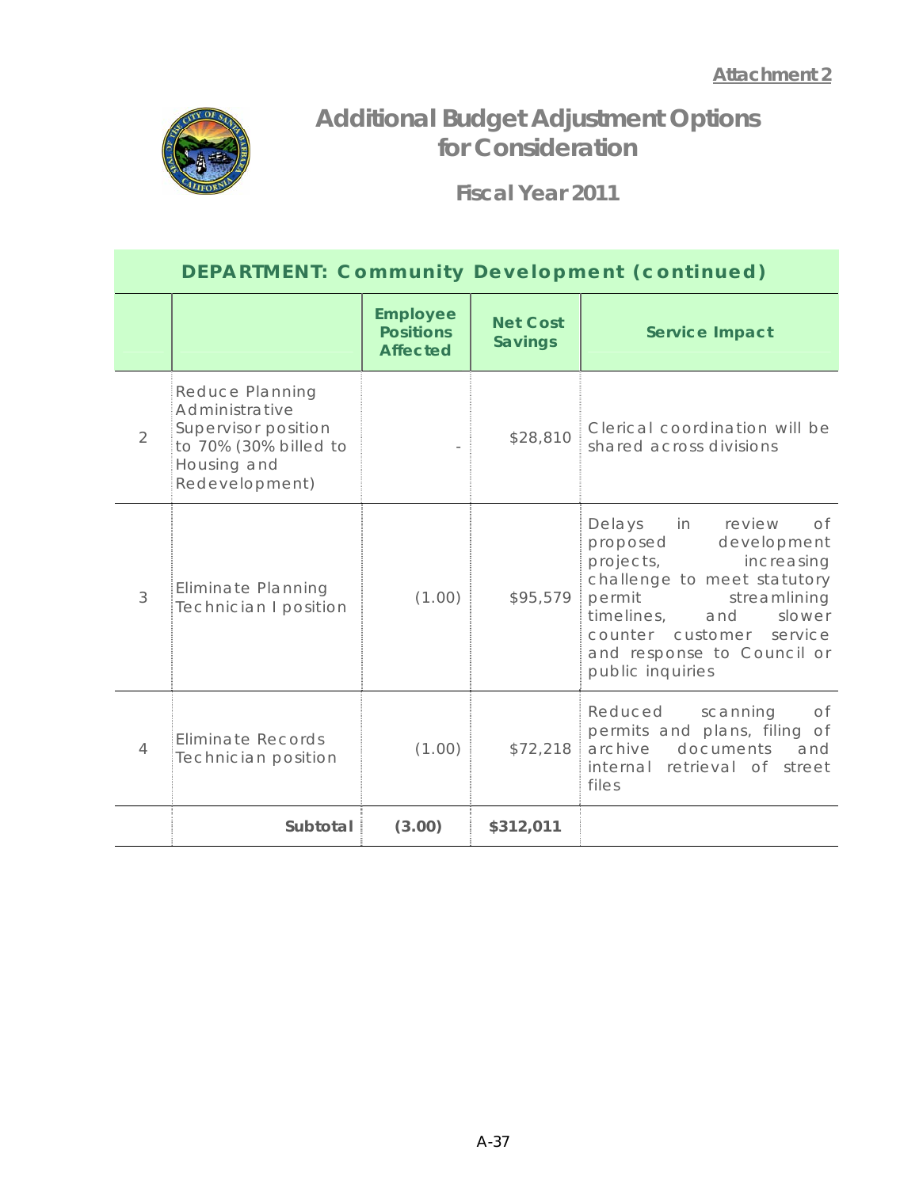**Attachment 2**

# Additional Budget Adjustment Options for Consideration

## Fiscal Year 2011

| DEPARTMENT: Community Development (continued) | | | | |
|---|---|---|---|---|
| | | Employee Positions Affected | Net Cost Savings | Service Impact |
| 2 | Reduce Planning Administrative Supervisor position to 70% (30% billed to Housing and Redevelopment) | - | $28,810 | Clerical coordination will be shared across divisions |
| 3 | Eliminate Planning Technician I position | (1.00) | $95,579 | Delays in review of proposed development projects, increasing challenge to meet statutory permit streamlining timelines, and slower counter customer service and response to Council or public inquiries |
| 4 | Eliminate Records Technician position | (1.00) | $72,218 | Reduced scanning of permits and plans, filing of archive documents and internal retrieval of street files |
| | **Subtotal** | **(3.00)** | **$312,011** | |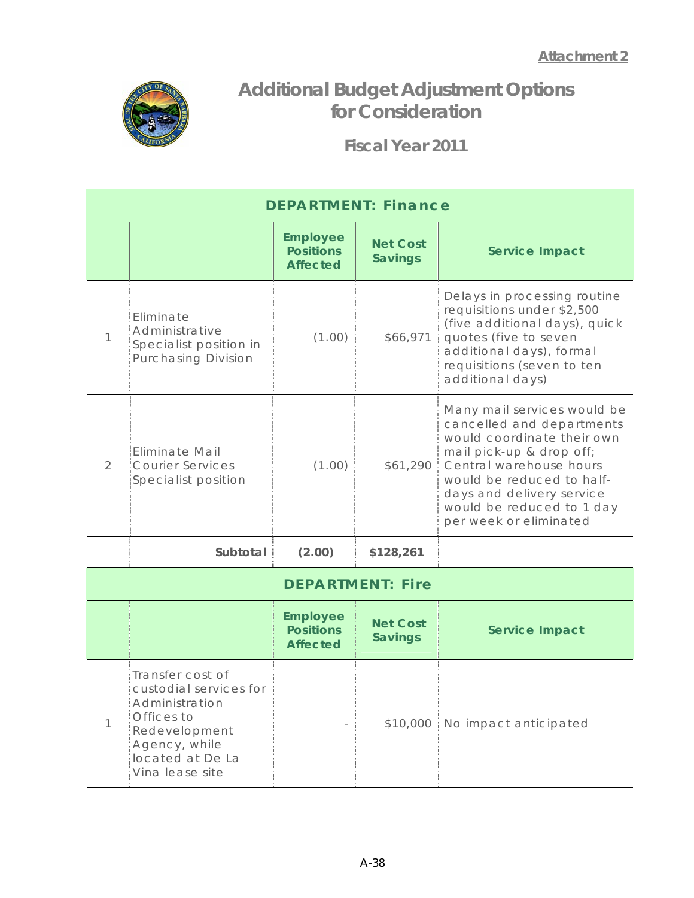**Attachment 2**

# Additional Budget Adjustment Options for Consideration

## Fiscal Year 2011

| DEPARTMENT: Finance | | | | |
|---|---|---|---|---|
| | | **Employee Positions Affected** | **Net Cost Savings** | **Service Impact** |
| 1 | Eliminate Administrative Specialist position in Purchasing Division | (1.00) | $66,971 | Delays in processing routine requisitions under $2,500 (five additional days), quick quotes (five to seven additional days), formal requisitions (seven to ten additional days) |
| 2 | Eliminate Mail Courier Services Specialist position | (1.00) | $61,290 | Many mail services would be cancelled and departments would coordinate their own mail pick-up & drop off; Central warehouse hours would be reduced to half-days and delivery service would be reduced to 1 day per week or eliminated |
| | **Subtotal** | **(2.00)** | **$128,261** | |

| DEPARTMENT: Fire | | | | |
|---|---|---|---|---|
| | | **Employee Positions Affected** | **Net Cost Savings** | **Service Impact** |
| 1 | Transfer cost of custodial services for Administration Offices to Redevelopment Agency, while located at De La Vina lease site | - | $10,000 | No impact anticipated |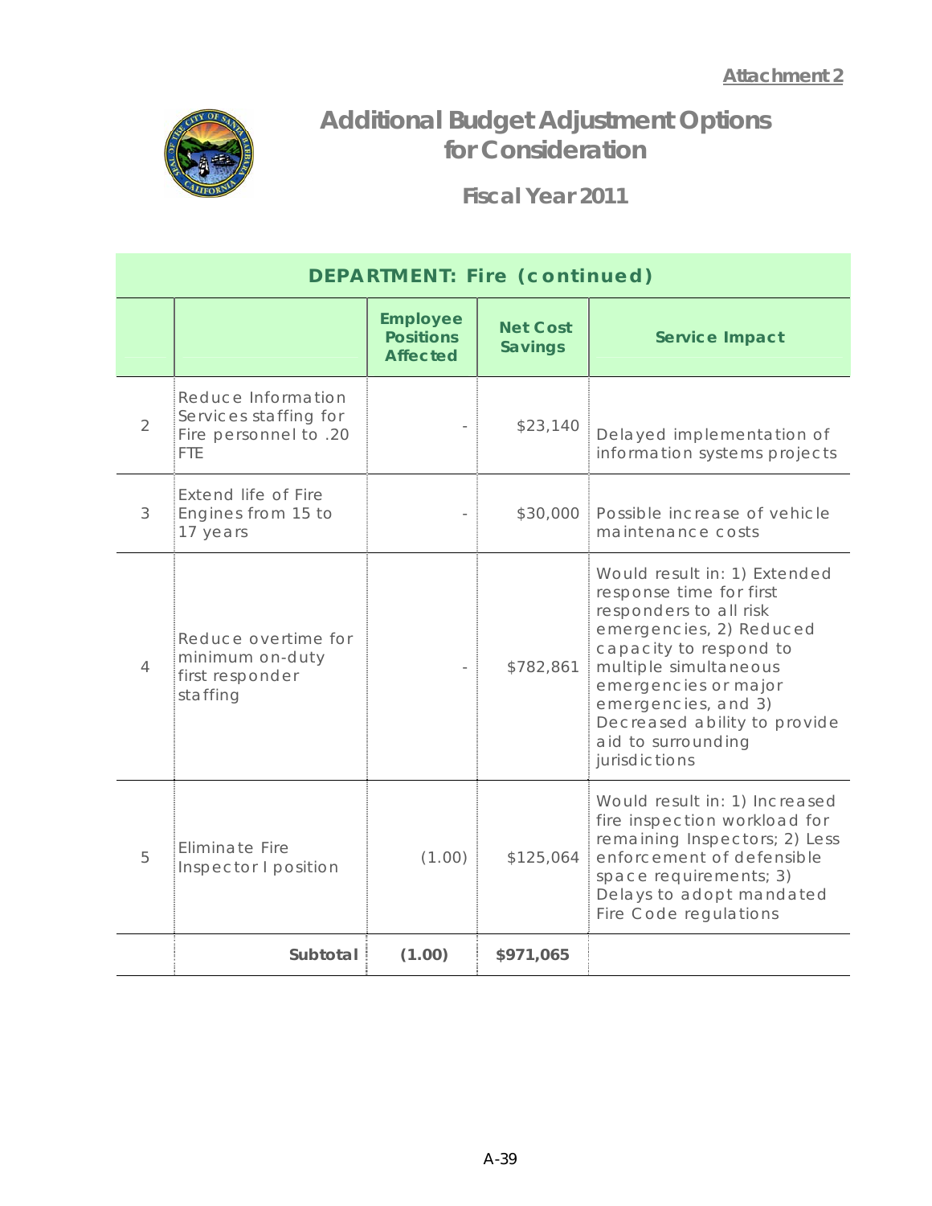Attachment 2

# Additional Budget Adjustment Options for Consideration

## Fiscal Year 2011

| DEPARTMENT: Fire (continued) | | | | |
|---|---|---|---|---|
| | | Employee Positions Affected | Net Cost Savings | Service Impact |
| 2 | Reduce Information Services staffing for Fire personnel to .20 FTE | - | $23,140 | Delayed implementation of information systems projects |
| 3 | Extend life of Fire Engines from 15 to 17 years | - | $30,000 | Possible increase of vehicle maintenance costs |
| 4 | Reduce overtime for minimum on-duty first responder staffing | - | $782,861 | Would result in: 1) Extended response time for first responders to all risk emergencies, 2) Reduced capacity to respond to multiple simultaneous emergencies or major emergencies, and 3) Decreased ability to provide aid to surrounding jurisdictions |
| 5 | Eliminate Fire Inspector I position | (1.00) | $125,064 | Would result in: 1) Increased fire inspection workload for remaining Inspectors; 2) Less enforcement of defensible space requirements; 3) Delays to adopt mandated Fire Code regulations |
| | **Subtotal** | **(1.00)** | **$971,065** | |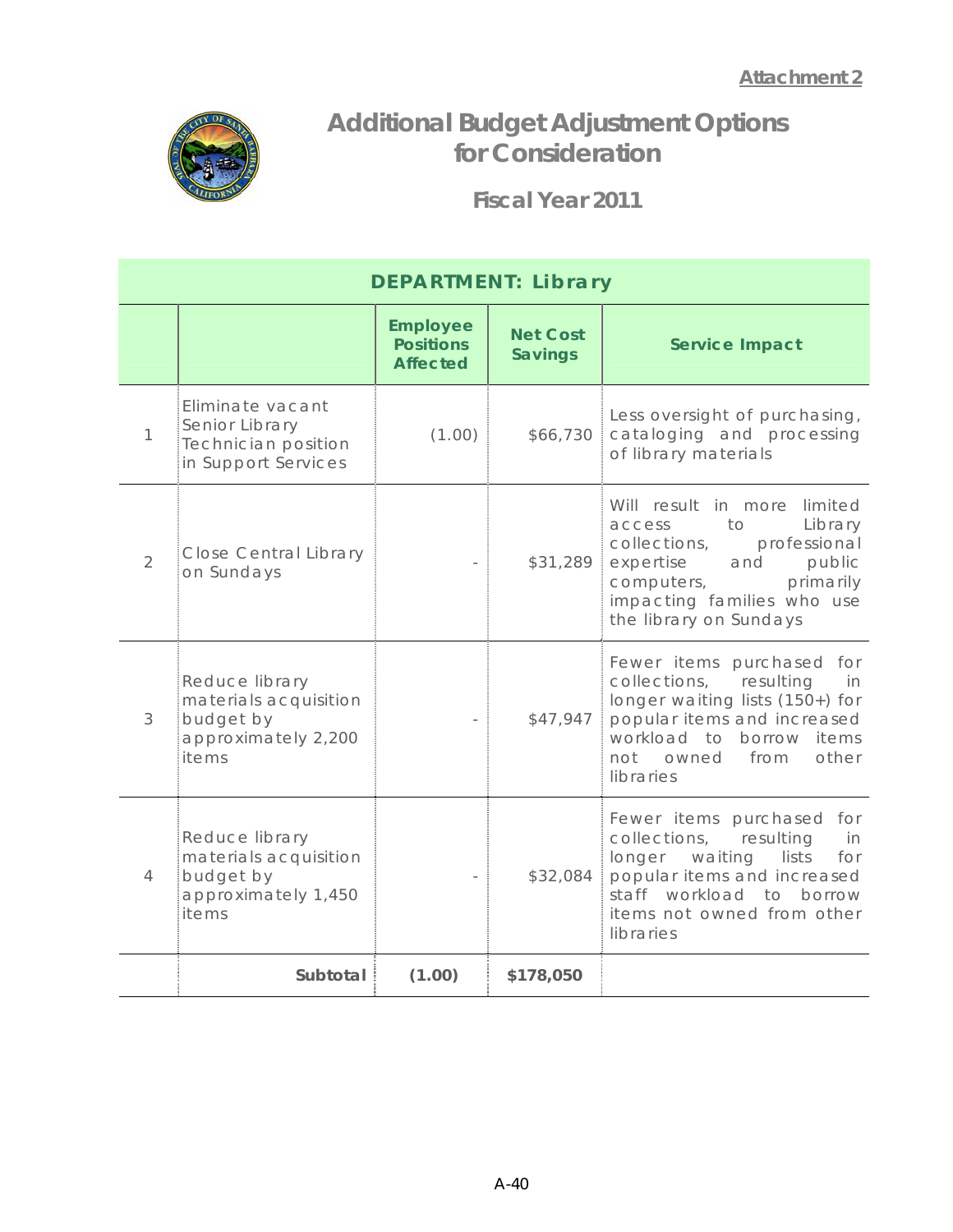Attachment 2

# Additional Budget Adjustment Options for Consideration

## Fiscal Year 2011

| DEPARTMENT: Library | | | | |
|---|---|---|---|---|
| | | Employee Positions Affected | Net Cost Savings | Service Impact |
| 1 | Eliminate vacant Senior Library Technician position in Support Services | (1.00) | $66,730 | Less oversight of purchasing, cataloging and processing of library materials |
| 2 | Close Central Library on Sundays | - | $31,289 | Will result in more limited access to Library collections, professional expertise and public computers, primarily impacting families who use the library on Sundays |
| 3 | Reduce library materials acquisition budget by approximately 2,200 items | - | $47,947 | Fewer items purchased for collections, resulting in longer waiting lists (150+) for popular items and increased workload to borrow items not owned from other libraries |
| 4 | Reduce library materials acquisition budget by approximately 1,450 items | - | $32,084 | Fewer items purchased for collections, resulting in longer waiting lists for popular items and increased staff workload to borrow items not owned from other libraries |
| | **Subtotal** | **(1.00)** | **$178,050** | |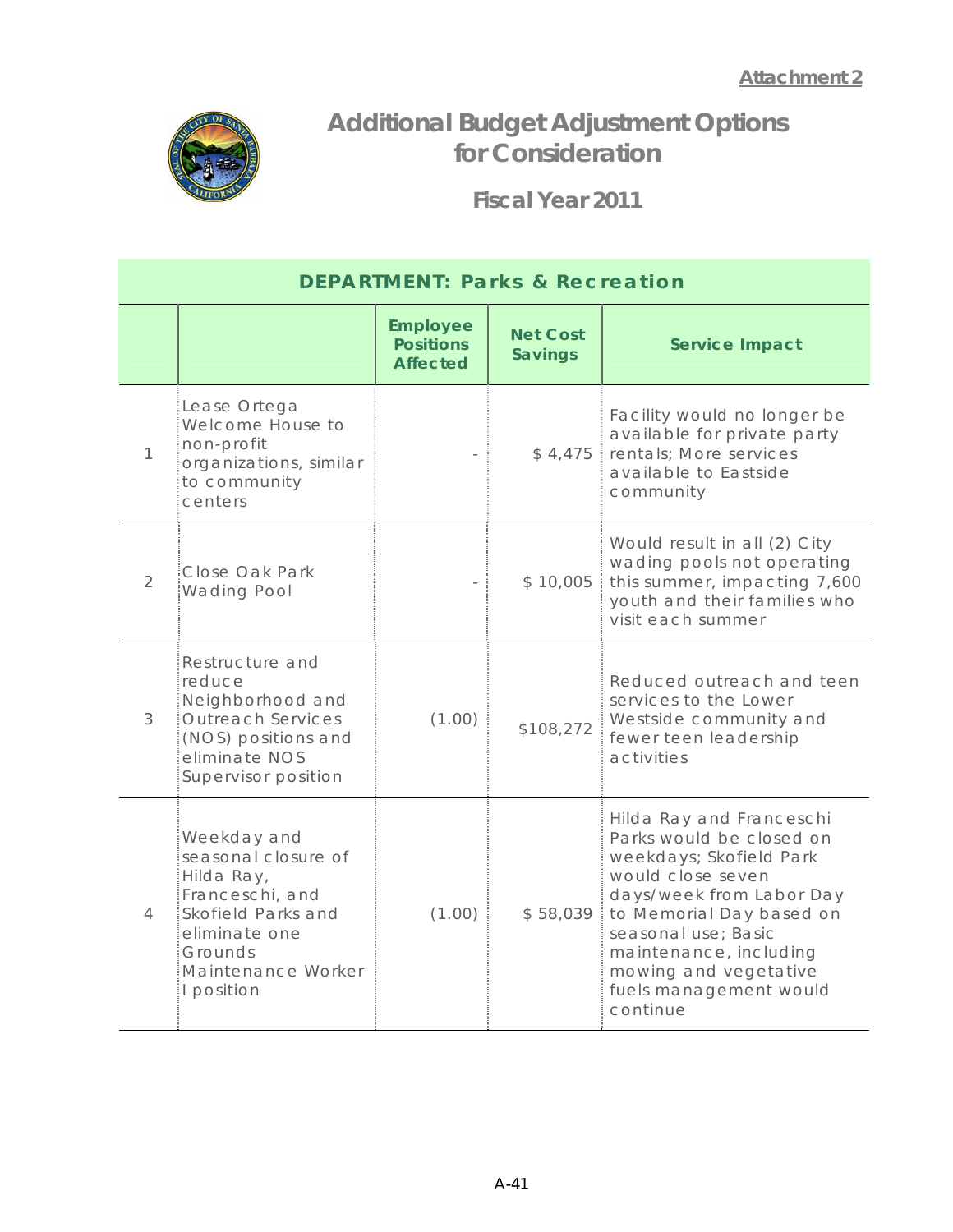**Attachment 2**

# Additional Budget Adjustment Options for Consideration

## Fiscal Year 2011

| DEPARTMENT: Parks & Recreation | | | | |
|---|---|---|---|---|
| | | **Employee Positions Affected** | **Net Cost Savings** | **Service Impact** |
| 1 | Lease Ortega Welcome House to non-profit organizations, similar to community centers | - | $ 4,475 | Facility would no longer be available for private party rentals; More services available to Eastside community |
| 2 | Close Oak Park Wading Pool | - | $ 10,005 | Would result in all (2) City wading pools not operating this summer, impacting 7,600 youth and their families who visit each summer |
| 3 | Restructure and reduce Neighborhood and Outreach Services (NOS) positions and eliminate NOS Supervisor position | (1.00) | $108,272 | Reduced outreach and teen services to the Lower Westside community and fewer teen leadership activities |
| 4 | Weekday and seasonal closure of Hilda Ray, Franceschi, and Skofield Parks and eliminate one Grounds Maintenance Worker I position | (1.00) | $ 58,039 | Hilda Ray and Franceschi Parks would be closed on weekdays; Skofield Park would close seven days/week from Labor Day to Memorial Day based on seasonal use; Basic maintenance, including mowing and vegetative fuels management would continue |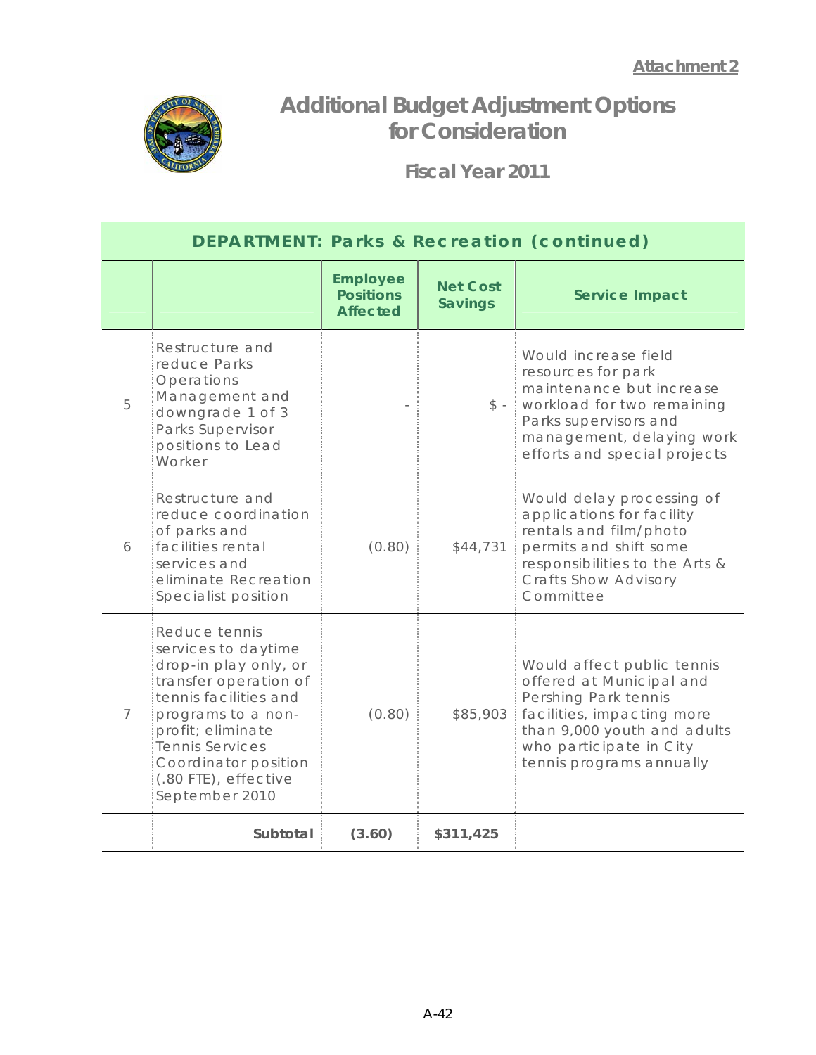**Attachment 2**

# Additional Budget Adjustment Options for Consideration

## Fiscal Year 2011

| DEPARTMENT: Parks & Recreation (continued) | | | | |
|---|---|---|---|---|
| | | Employee Positions Affected | Net Cost Savings | Service Impact |
| 5 | Restructure and reduce Parks Operations Management and downgrade 1 of 3 Parks Supervisor positions to Lead Worker | - | $ - | Would increase field resources for park maintenance but increase workload for two remaining Parks supervisors and management, delaying work efforts and special projects |
| 6 | Restructure and reduce coordination of parks and facilities rental services and eliminate Recreation Specialist position | (0.80) | $44,731 | Would delay processing of applications for facility rentals and film/photo permits and shift some responsibilities to the Arts & Crafts Show Advisory Committee |
| 7 | Reduce tennis services to daytime drop-in play only, or transfer operation of tennis facilities and programs to a non-profit; eliminate Tennis Services Coordinator position (.80 FTE), effective September 2010 | (0.80) | $85,903 | Would affect public tennis offered at Municipal and Pershing Park tennis facilities, impacting more than 9,000 youth and adults who participate in City tennis programs annually |
| | **Subtotal** | **(3.60)** | **$311,425** | |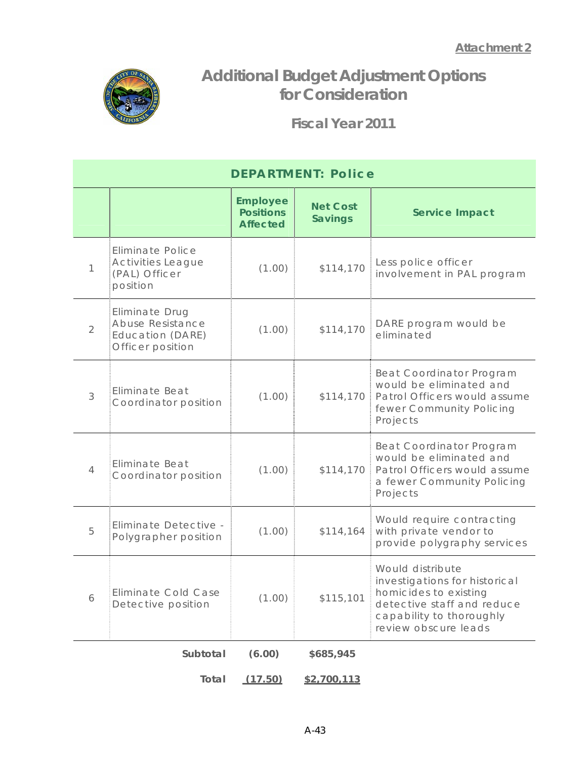**Attachment 2**

# Additional Budget Adjustment Options for Consideration

## Fiscal Year 2011

| DEPARTMENT: Police | | | | |
|---|---|---|---|---|
| | | **Employee Positions Affected** | **Net Cost Savings** | **Service Impact** |
| 1 | Eliminate Police Activities League (PAL) Officer position | (1.00) | $114,170 | Less police officer involvement in PAL program |
| 2 | Eliminate Drug Abuse Resistance Education (DARE) Officer position | (1.00) | $114,170 | DARE program would be eliminated |
| 3 | Eliminate Beat Coordinator position | (1.00) | $114,170 | Beat Coordinator Program would be eliminated and Patrol Officers would assume fewer Community Policing Projects |
| 4 | Eliminate Beat Coordinator position | (1.00) | $114,170 | Beat Coordinator Program would be eliminated and Patrol Officers would assume a fewer Community Policing Projects |
| 5 | Eliminate Detective - Polygrapher position | (1.00) | $114,164 | Would require contracting with private vendor to provide polygraphy services |
| 6 | Eliminate Cold Case Detective position | (1.00) | $115,101 | Would distribute investigations for historical homicides to existing detective staff and reduce capability to thoroughly review obscure leads |
| | **Subtotal** | **(6.00)** | **$685,945** | |
| | **Total** | **(17.50)** | **$2,700,113** | |